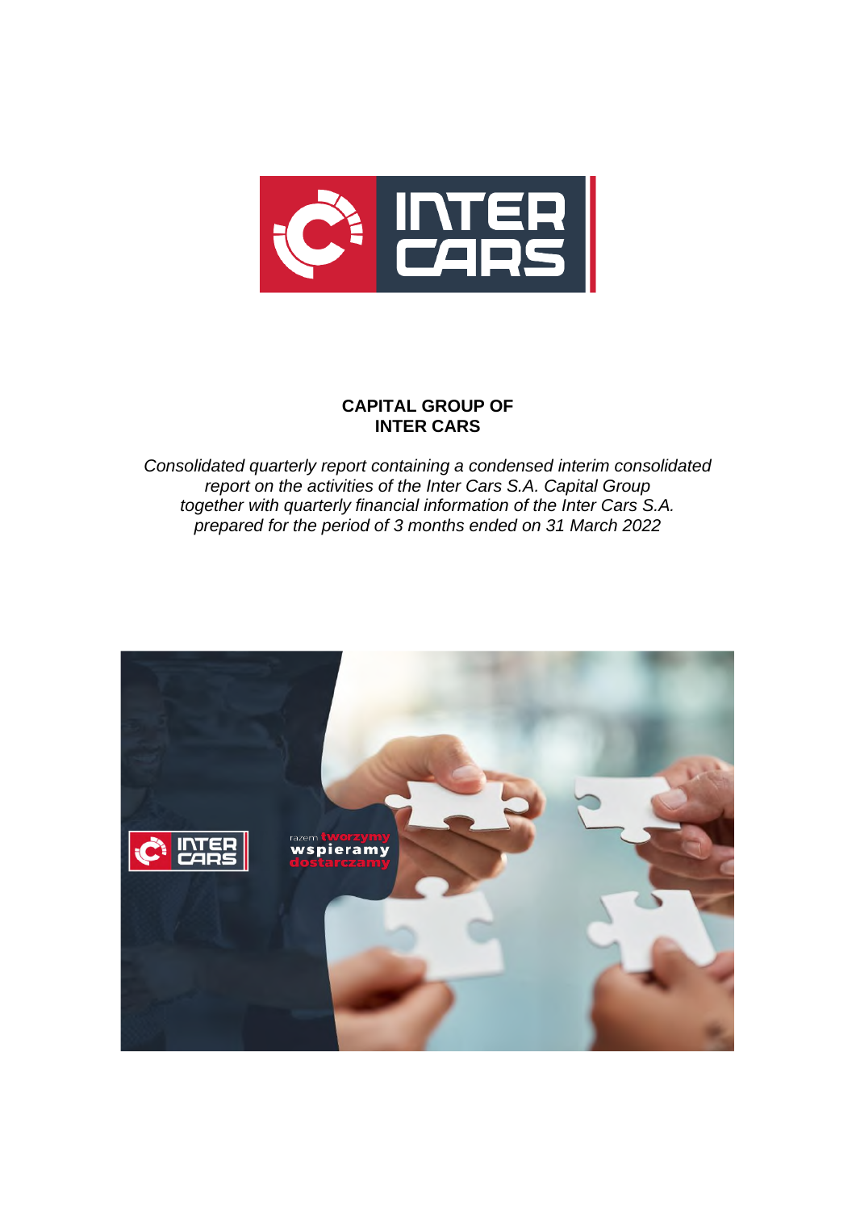**CAPITAL GROUP OF**
**INTER CARS**

*Consolidated quarterly report containing a condensed interim consolidated report on the activities of the Inter Cars S.A. Capital Group together with quarterly financial information of the Inter Cars S.A. prepared for the period of 3 months ended on 31 March 2022*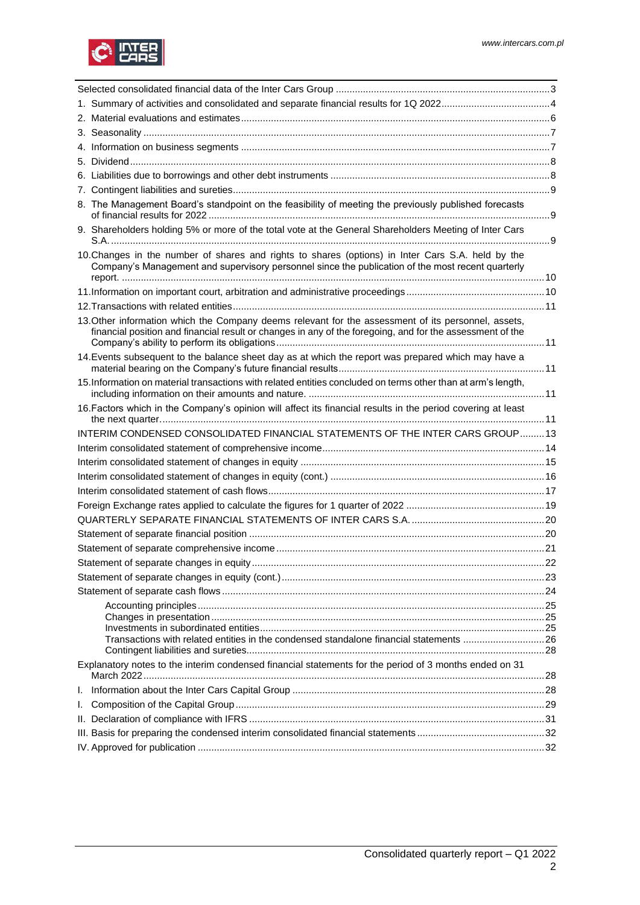Selected consolidated financial data of the Inter Cars Group ..... 3

1. Summary of activities and consolidated and separate financial results for 1Q 2022 ..... 4
2. Material evaluations and estimates ..... 6
3. Seasonality ..... 7
4. Information on business segments ..... 7
5. Dividend ..... 8
6. Liabilities due to borrowings and other debt instruments ..... 8
7. Contingent liabilities and sureties ..... 9
8. The Management Board's standpoint on the feasibility of meeting the previously published forecasts of financial results for 2022 ..... 9
9. Shareholders holding 5% or more of the total vote at the General Shareholders Meeting of Inter Cars S.A. ..... 9
10. Changes in the number of shares and rights to shares (options) in Inter Cars S.A. held by the Company's Management and supervisory personnel since the publication of the most recent quarterly report. ..... 10
11. Information on important court, arbitration and administrative proceedings ..... 10
12. Transactions with related entities ..... 11
13. Other information which the Company deems relevant for the assessment of its personnel, assets, financial position and financial result or changes in any of the foregoing, and for the assessment of the Company's ability to perform its obligations ..... 11
14. Events subsequent to the balance sheet day as at which the report was prepared which may have a material bearing on the Company's future financial results ..... 11
15. Information on material transactions with related entities concluded on terms other than at arm's length, including information on their amounts and nature. ..... 11
16. Factors which in the Company's opinion will affect its financial results in the period covering at least the next quarter. ..... 11

INTERIM CONDENSED CONSOLIDATED FINANCIAL STATEMENTS OF THE INTER CARS GROUP ..... 13

Interim consolidated statement of comprehensive income ..... 14

Interim consolidated statement of changes in equity ..... 15

Interim consolidated statement of changes in equity (cont.) ..... 16

Interim consolidated statement of cash flows ..... 17

Foreign Exchange rates applied to calculate the figures for 1 quarter of 2022 ..... 19

QUARTERLY SEPARATE FINANCIAL STATEMENTS OF INTER CARS S.A. ..... 20

Statement of separate financial position ..... 20

Statement of separate comprehensive income ..... 21

Statement of separate changes in equity ..... 22

Statement of separate changes in equity (cont.) ..... 23

Statement of separate cash flows ..... 24

- Accounting principles ..... 25
- Changes in presentation ..... 25
- Investments in subordinated entities ..... 25
- Transactions with related entities in the condensed standalone financial statements ..... 26
- Contingent liabilities and sureties ..... 28

Explanatory notes to the interim condensed financial statements for the period of 3 months ended on 31 March 2022 ..... 28

I. Information about the Inter Cars Capital Group ..... 28

I. Composition of the Capital Group ..... 29

II. Declaration of compliance with IFRS ..... 31

III. Basis for preparing the condensed interim consolidated financial statements ..... 32

IV. Approved for publication ..... 32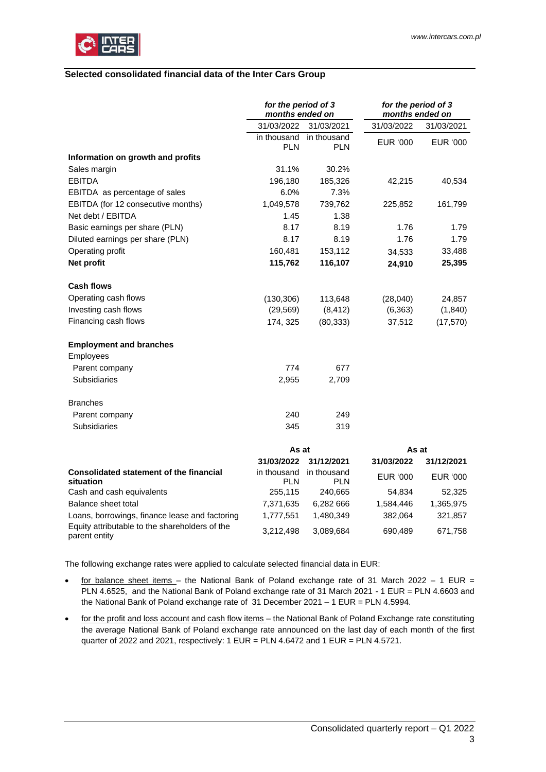## Selected consolidated financial data of the Inter Cars Group

| | *for the period of 3 months ended on* | | *for the period of 3 months ended on* | |
|---|---|---|---|---|
| | 31/03/2022 | 31/03/2021 | 31/03/2022 | 31/03/2021 |
| | in thousand PLN | in thousand PLN | EUR '000 | EUR '000 |
| **Information on growth and profits** | | | | |
| Sales margin | 31.1% | 30.2% | | |
| EBITDA | 196,180 | 185,326 | 42,215 | 40,534 |
| EBITDA as percentage of sales | 6.0% | 7.3% | | |
| EBITDA (for 12 consecutive months) | 1,049,578 | 739,762 | 225,852 | 161,799 |
| Net debt / EBITDA | 1.45 | 1.38 | | |
| Basic earnings per share (PLN) | 8.17 | 8.19 | 1.76 | 1.79 |
| Diluted earnings per share (PLN) | 8.17 | 8.19 | 1.76 | 1.79 |
| Operating profit | 160,481 | 153,112 | 34,533 | 33,488 |
| **Net profit** | **115,762** | **116,107** | **24,910** | **25,395** |
| **Cash flows** | | | | |
| Operating cash flows | (130,306) | 113,648 | (28,040) | 24,857 |
| Investing cash flows | (29,569) | (8,412) | (6,363) | (1,840) |
| Financing cash flows | 174, 325 | (80,333) | 37,512 | (17,570) |
| **Employment and branches** | | | | |
| Employees | | | | |
| Parent company | 774 | 677 | | |
| Subsidiaries | 2,955 | 2,709 | | |
| Branches | | | | |
| Parent company | 240 | 249 | | |
| Subsidiaries | 345 | 319 | | |

| | **As at** | | **As at** | |
|---|---|---|---|---|
| | **31/03/2022** | **31/12/2021** | **31/03/2022** | **31/12/2021** |
| **Consolidated statement of the financial situation** | in thousand PLN | in thousand PLN | EUR '000 | EUR '000 |
| Cash and cash equivalents | 255,115 | 240,665 | 54,834 | 52,325 |
| Balance sheet total | 7,371,635 | 6,282 666 | 1,584,446 | 1,365,975 |
| Loans, borrowings, finance lease and factoring | 1,777,551 | 1,480,349 | 382,064 | 321,857 |
| Equity attributable to the shareholders of the parent entity | 3,212,498 | 3,089,684 | 690,489 | 671,758 |

The following exchange rates were applied to calculate selected financial data in EUR:

- for balance sheet items – the National Bank of Poland exchange rate of 31 March 2022 – 1 EUR = PLN 4.6525, and the National Bank of Poland exchange rate of 31 March 2021 - 1 EUR = PLN 4.6603 and the National Bank of Poland exchange rate of 31 December 2021 – 1 EUR = PLN 4.5994.
- for the profit and loss account and cash flow items – the National Bank of Poland Exchange rate constituting the average National Bank of Poland exchange rate announced on the last day of each month of the first quarter of 2022 and 2021, respectively: 1 EUR = PLN 4.6472 and 1 EUR = PLN 4.5721.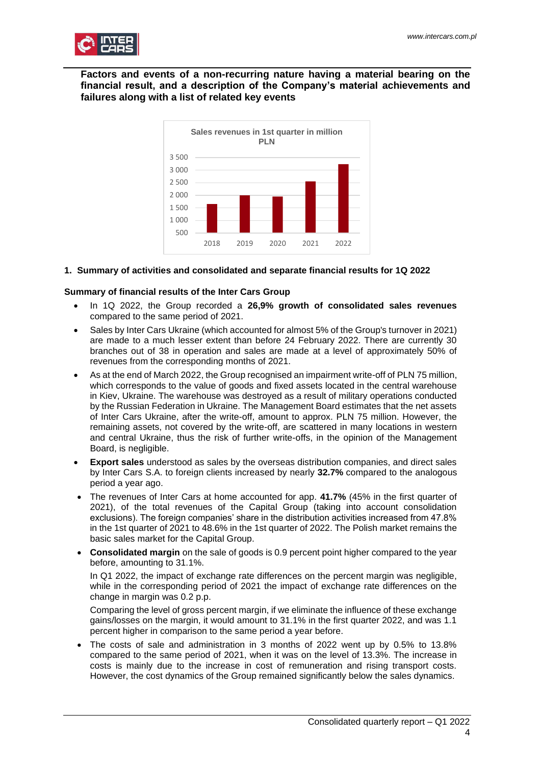## Factors and events of a non-recurring nature having a material bearing on the financial result, and a description of the Company's material achievements and failures along with a list of related key events

Sales revenues in 1st quarter in million PLN

| Year | Sales revenues (million PLN) |
|---|---|
| 2018 | ~1 640 |
| 2019 | ~2 000 |
| 2020 | ~1 950 |
| 2021 | ~2 510 |
| 2022 | ~3 200 |

### 1. Summary of activities and consolidated and separate financial results for 1Q 2022

**Summary of financial results of the Inter Cars Group**

- In 1Q 2022, the Group recorded a **26,9% growth of consolidated sales revenues** compared to the same period of 2021.
- Sales by Inter Cars Ukraine (which accounted for almost 5% of the Group's turnover in 2021) are made to a much lesser extent than before 24 February 2022. There are currently 30 branches out of 38 in operation and sales are made at a level of approximately 50% of revenues from the corresponding months of 2021.
- As at the end of March 2022, the Group recognised an impairment write-off of PLN 75 million, which corresponds to the value of goods and fixed assets located in the central warehouse in Kiev, Ukraine. The warehouse was destroyed as a result of military operations conducted by the Russian Federation in Ukraine. The Management Board estimates that the net assets of Inter Cars Ukraine, after the write-off, amount to approx. PLN 75 million. However, the remaining assets, not covered by the write-off, are scattered in many locations in western and central Ukraine, thus the risk of further write-offs, in the opinion of the Management Board, is negligible.
- **Export sales** understood as sales by the overseas distribution companies, and direct sales by Inter Cars S.A. to foreign clients increased by nearly **32.7%** compared to the analogous period a year ago.
- The revenues of Inter Cars at home accounted for app. **41.7%** (45% in the first quarter of 2021), of the total revenues of the Capital Group (taking into account consolidation exclusions). The foreign companies' share in the distribution activities increased from 47.8% in the 1st quarter of 2021 to 48.6% in the 1st quarter of 2022. The Polish market remains the basic sales market for the Capital Group.
- **Consolidated margin** on the sale of goods is 0.9 percent point higher compared to the year before, amounting to 31.1%.

  In Q1 2022, the impact of exchange rate differences on the percent margin was negligible, while in the corresponding period of 2021 the impact of exchange rate differences on the change in margin was 0.2 p.p.

  Comparing the level of gross percent margin, if we eliminate the influence of these exchange gains/losses on the margin, it would amount to 31.1% in the first quarter 2022, and was 1.1 percent higher in comparison to the same period a year before.
- The costs of sale and administration in 3 months of 2022 went up by 0.5% to 13.8% compared to the same period of 2021, when it was on the level of 13.3%. The increase in costs is mainly due to the increase in cost of remuneration and rising transport costs. However, the cost dynamics of the Group remained significantly below the sales dynamics.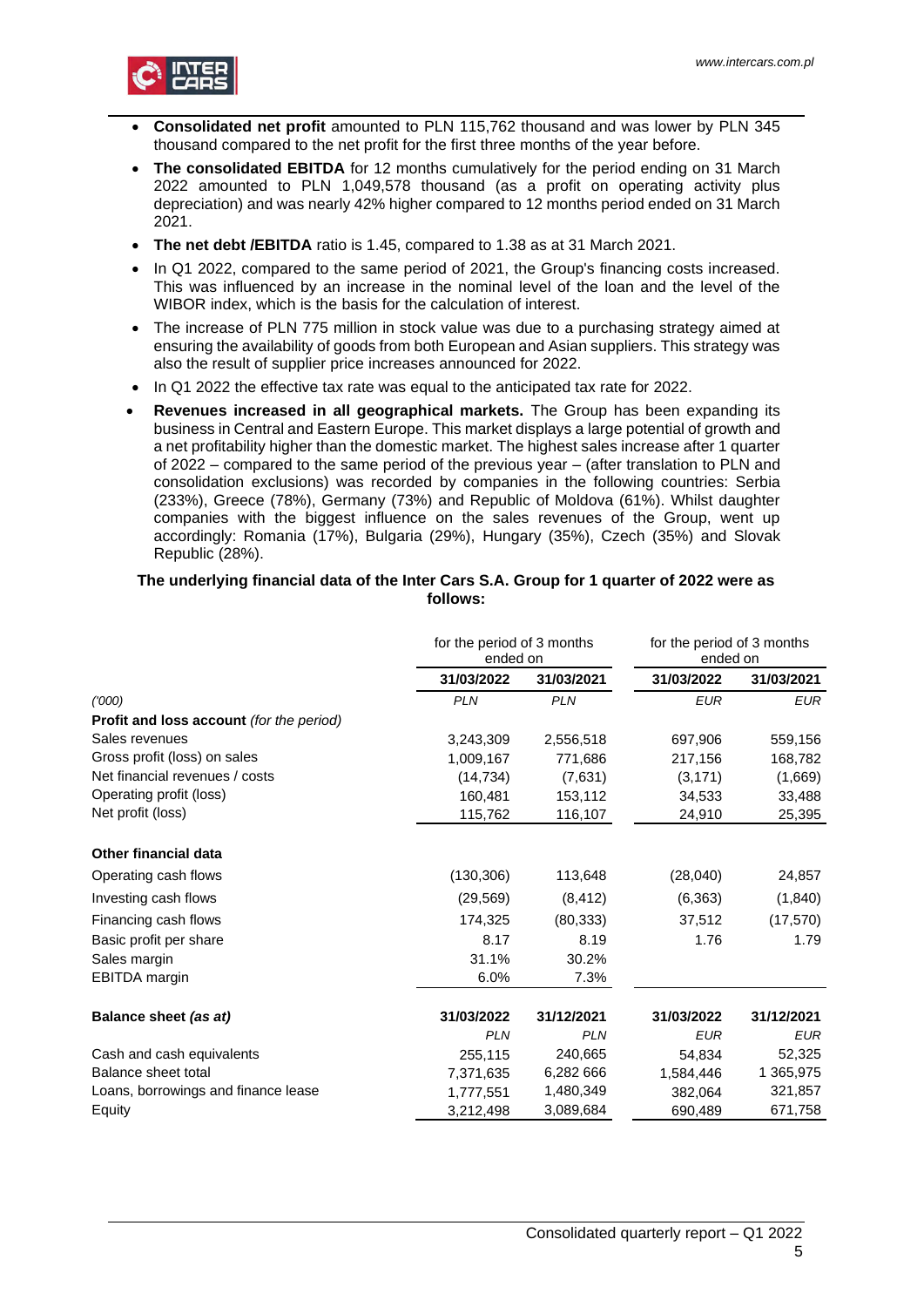- **Consolidated net profit** amounted to PLN 115,762 thousand and was lower by PLN 345 thousand compared to the net profit for the first three months of the year before.
- **The consolidated EBITDA** for 12 months cumulatively for the period ending on 31 March 2022 amounted to PLN 1,049,578 thousand (as a profit on operating activity plus depreciation) and was nearly 42% higher compared to 12 months period ended on 31 March 2021.
- **The net debt /EBITDA** ratio is 1.45, compared to 1.38 as at 31 March 2021.
- In Q1 2022, compared to the same period of 2021, the Group's financing costs increased. This was influenced by an increase in the nominal level of the loan and the level of the WIBOR index, which is the basis for the calculation of interest.
- The increase of PLN 775 million in stock value was due to a purchasing strategy aimed at ensuring the availability of goods from both European and Asian suppliers. This strategy was also the result of supplier price increases announced for 2022.
- In Q1 2022 the effective tax rate was equal to the anticipated tax rate for 2022.
- **Revenues increased in all geographical markets.** The Group has been expanding its business in Central and Eastern Europe. This market displays a large potential of growth and a net profitability higher than the domestic market. The highest sales increase after 1 quarter of 2022 – compared to the same period of the previous year – (after translation to PLN and consolidation exclusions) was recorded by companies in the following countries: Serbia (233%), Greece (78%), Germany (73%) and Republic of Moldova (61%). Whilst daughter companies with the biggest influence on the sales revenues of the Group, went up accordingly: Romania (17%), Bulgaria (29%), Hungary (35%), Czech (35%) and Slovak Republic (28%).

**The underlying financial data of the Inter Cars S.A. Group for 1 quarter of 2022 were as follows:**

| | for the period of 3 months ended on | | for the period of 3 months ended on | |
|---|---|---|---|---|
| | **31/03/2022** | **31/03/2021** | **31/03/2022** | **31/03/2021** |
| *('000)* | *PLN* | *PLN* | *EUR* | *EUR* |
| **Profit and loss account** *(for the period)* | | | | |
| Sales revenues | 3,243,309 | 2,556,518 | 697,906 | 559,156 |
| Gross profit (loss) on sales | 1,009,167 | 771,686 | 217,156 | 168,782 |
| Net financial revenues / costs | (14,734) | (7,631) | (3,171) | (1,669) |
| Operating profit (loss) | 160,481 | 153,112 | 34,533 | 33,488 |
| Net profit (loss) | 115,762 | 116,107 | 24,910 | 25,395 |
| **Other financial data** | | | | |
| Operating cash flows | (130,306) | 113,648 | (28,040) | 24,857 |
| Investing cash flows | (29,569) | (8,412) | (6,363) | (1,840) |
| Financing cash flows | 174,325 | (80,333) | 37,512 | (17,570) |
| Basic profit per share | 8.17 | 8.19 | 1.76 | 1.79 |
| Sales margin | 31.1% | 30.2% | | |
| EBITDA margin | 6.0% | 7.3% | | |
| **Balance sheet *(as at)*** | **31/03/2022** | **31/12/2021** | **31/03/2022** | **31/12/2021** |
| | *PLN* | *PLN* | *EUR* | *EUR* |
| Cash and cash equivalents | 255,115 | 240,665 | 54,834 | 52,325 |
| Balance sheet total | 7,371,635 | 6,282 666 | 1,584,446 | 1 365,975 |
| Loans, borrowings and finance lease | 1,777,551 | 1,480,349 | 382,064 | 321,857 |
| Equity | 3,212,498 | 3,089,684 | 690,489 | 671,758 |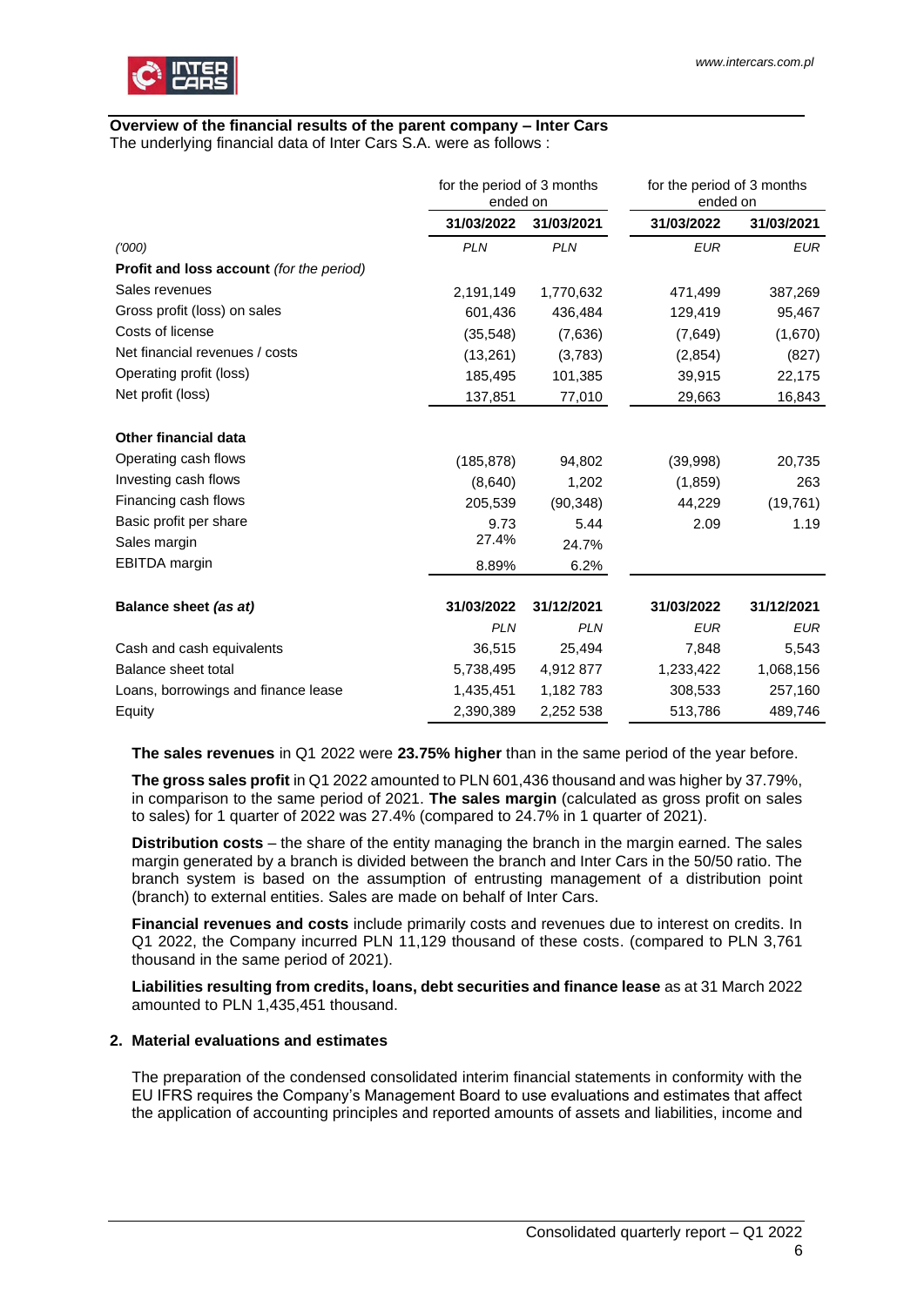**Overview of the financial results of the parent company – Inter Cars**

The underlying financial data of Inter Cars S.A. were as follows :

| | for the period of 3 months ended on | | for the period of 3 months ended on | |
|---|---|---|---|---|
| | **31/03/2022** | **31/03/2021** | **31/03/2022** | **31/03/2021** |
| *('000)* | *PLN* | *PLN* | *EUR* | *EUR* |
| **Profit and loss account** *(for the period)* | | | | |
| Sales revenues | 2,191,149 | 1,770,632 | 471,499 | 387,269 |
| Gross profit (loss) on sales | 601,436 | 436,484 | 129,419 | 95,467 |
| Costs of license | (35,548) | (7,636) | (7,649) | (1,670) |
| Net financial revenues / costs | (13,261) | (3,783) | (2,854) | (827) |
| Operating profit (loss) | 185,495 | 101,385 | 39,915 | 22,175 |
| Net profit (loss) | 137,851 | 77,010 | 29,663 | 16,843 |
| **Other financial data** | | | | |
| Operating cash flows | (185,878) | 94,802 | (39,998) | 20,735 |
| Investing cash flows | (8,640) | 1,202 | (1,859) | 263 |
| Financing cash flows | 205,539 | (90,348) | 44,229 | (19,761) |
| Basic profit per share | 9.73 | 5.44 | 2.09 | 1.19 |
| Sales margin | 27.4% | 24.7% | | |
| EBITDA margin | 8.89% | 6.2% | | |
| **Balance sheet *(as at)*** | **31/03/2022** | **31/12/2021** | **31/03/2022** | **31/12/2021** |
| | *PLN* | *PLN* | *EUR* | *EUR* |
| Cash and cash equivalents | 36,515 | 25,494 | 7,848 | 5,543 |
| Balance sheet total | 5,738,495 | 4,912 877 | 1,233,422 | 1,068,156 |
| Loans, borrowings and finance lease | 1,435,451 | 1,182 783 | 308,533 | 257,160 |
| Equity | 2,390,389 | 2,252 538 | 513,786 | 489,746 |

**The sales revenues** in Q1 2022 were **23.75% higher** than in the same period of the year before.

**The gross sales profit** in Q1 2022 amounted to PLN 601,436 thousand and was higher by 37.79%, in comparison to the same period of 2021. **The sales margin** (calculated as gross profit on sales to sales) for 1 quarter of 2022 was 27.4% (compared to 24.7% in 1 quarter of 2021).

**Distribution costs** – the share of the entity managing the branch in the margin earned. The sales margin generated by a branch is divided between the branch and Inter Cars in the 50/50 ratio. The branch system is based on the assumption of entrusting management of a distribution point (branch) to external entities. Sales are made on behalf of Inter Cars.

**Financial revenues and costs** include primarily costs and revenues due to interest on credits. In Q1 2022, the Company incurred PLN 11,129 thousand of these costs. (compared to PLN 3,761 thousand in the same period of 2021).

**Liabilities resulting from credits, loans, debt securities and finance lease** as at 31 March 2022 amounted to PLN 1,435,451 thousand.

## 2. Material evaluations and estimates

The preparation of the condensed consolidated interim financial statements in conformity with the EU IFRS requires the Company's Management Board to use evaluations and estimates that affect the application of accounting principles and reported amounts of assets and liabilities, income and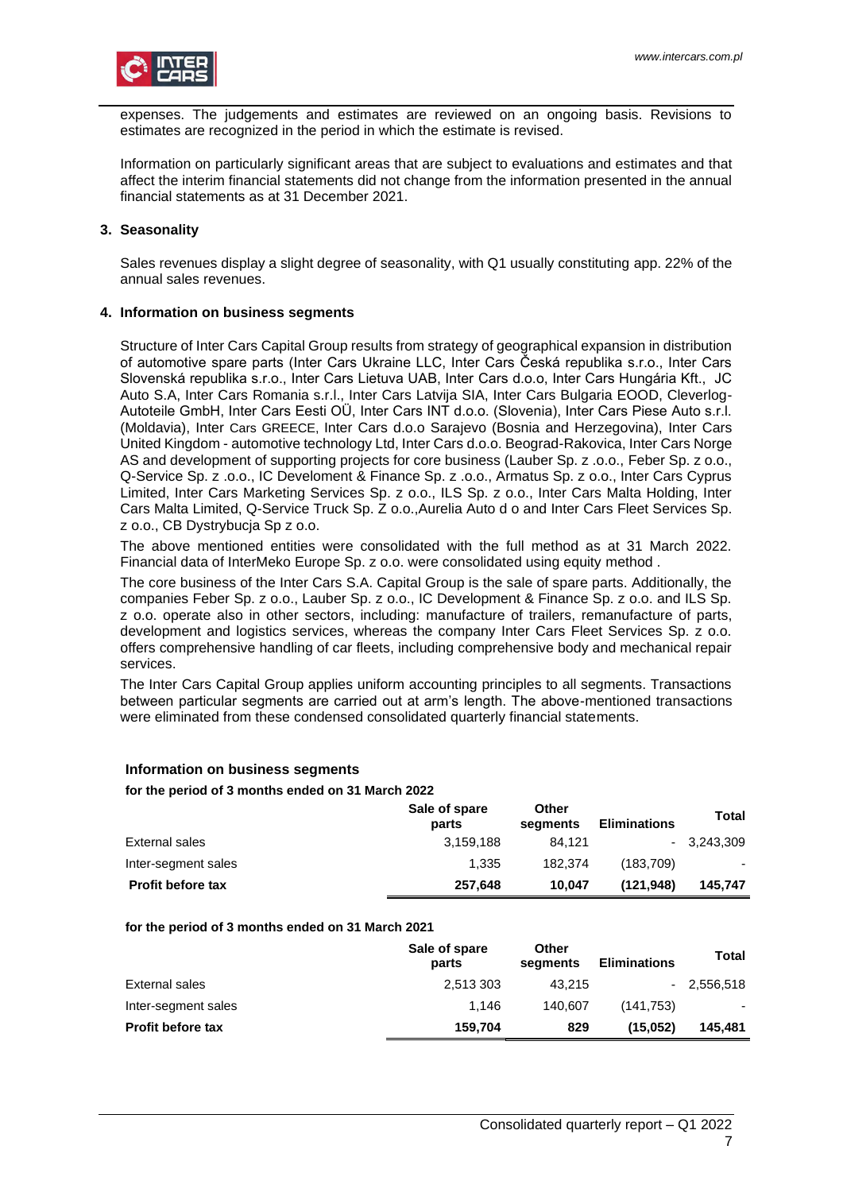expenses. The judgements and estimates are reviewed on an ongoing basis. Revisions to estimates are recognized in the period in which the estimate is revised.

Information on particularly significant areas that are subject to evaluations and estimates and that affect the interim financial statements did not change from the information presented in the annual financial statements as at 31 December 2021.

### 3. Seasonality

Sales revenues display a slight degree of seasonality, with Q1 usually constituting app. 22% of the annual sales revenues.

### 4. Information on business segments

Structure of Inter Cars Capital Group results from strategy of geographical expansion in distribution of automotive spare parts (Inter Cars Ukraine LLC, Inter Cars Česká republika s.r.o., Inter Cars Slovenská republika s.r.o., Inter Cars Lietuva UAB, Inter Cars d.o.o, Inter Cars Hungária Kft., JC Auto S.A, Inter Cars Romania s.r.l., Inter Cars Latvija SIA, Inter Cars Bulgaria EOOD, Cleverlog-Autoteile GmbH, Inter Cars Eesti OÜ, Inter Cars INT d.o.o. (Slovenia), Inter Cars Piese Auto s.r.l. (Moldavia), Inter Cars GREECE, Inter Cars d.o.o Sarajevo (Bosnia and Herzegovina), Inter Cars United Kingdom - automotive technology Ltd, Inter Cars d.o.o. Beograd-Rakovica, Inter Cars Norge AS and development of supporting projects for core business (Lauber Sp. z .o.o., Feber Sp. z o.o., Q-Service Sp. z .o.o., IC Develoment & Finance Sp. z .o.o., Armatus Sp. z o.o., Inter Cars Cyprus Limited, Inter Cars Marketing Services Sp. z o.o., ILS Sp. z o.o., Inter Cars Malta Holding, Inter Cars Malta Limited, Q-Service Truck Sp. Z o.o.,Aurelia Auto d o and Inter Cars Fleet Services Sp. z o.o., CB Dystrybucja Sp z o.o.

The above mentioned entities were consolidated with the full method as at 31 March 2022. Financial data of InterMeko Europe Sp. z o.o. were consolidated using equity method .

The core business of the Inter Cars S.A. Capital Group is the sale of spare parts. Additionally, the companies Feber Sp. z o.o., Lauber Sp. z o.o., IC Development & Finance Sp. z o.o. and ILS Sp. z o.o. operate also in other sectors, including: manufacture of trailers, remanufacture of parts, development and logistics services, whereas the company Inter Cars Fleet Services Sp. z o.o. offers comprehensive handling of car fleets, including comprehensive body and mechanical repair services.

The Inter Cars Capital Group applies uniform accounting principles to all segments. Transactions between particular segments are carried out at arm's length. The above-mentioned transactions were eliminated from these condensed consolidated quarterly financial statements.

**Information on business segments**

**for the period of 3 months ended on 31 March 2022**

| | Sale of spare parts | Other segments | Eliminations | Total |
|---|---|---|---|---|
| External sales | 3,159,188 | 84,121 | - | 3,243,309 |
| Inter-segment sales | 1,335 | 182,374 | (183,709) | - |
| **Profit before tax** | **257,648** | **10,047** | **(121,948)** | **145,747** |

**for the period of 3 months ended on 31 March 2021**

| | Sale of spare parts | Other segments | Eliminations | Total |
|---|---|---|---|---|
| External sales | 2,513 303 | 43,215 | - | 2,556,518 |
| Inter-segment sales | 1,146 | 140,607 | (141,753) | - |
| **Profit before tax** | **159,704** | **829** | **(15,052)** | **145,481** |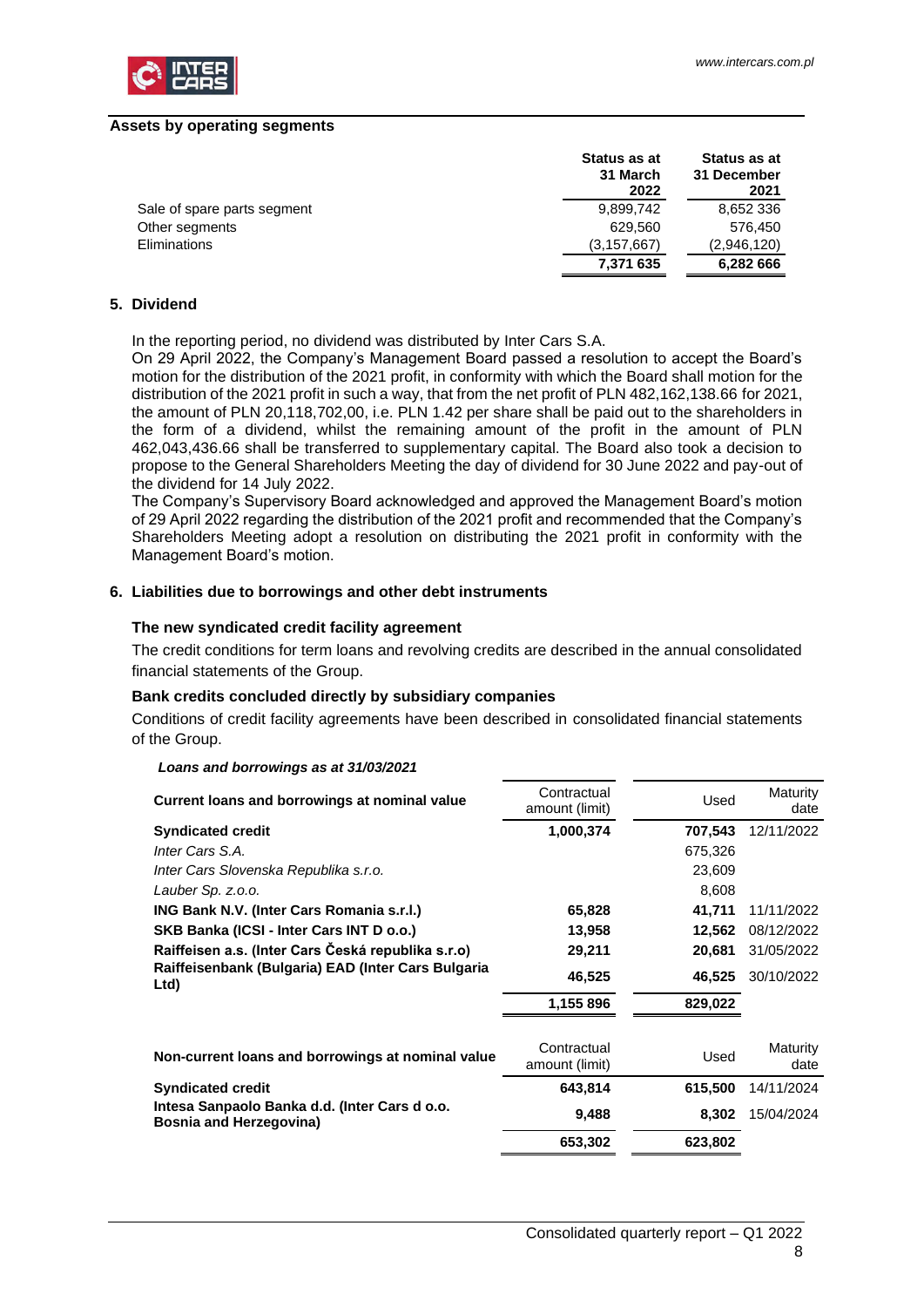**Assets by operating segments**

| | Status as at 31 March 2022 | Status as at 31 December 2021 |
|---|---|---|
| Sale of spare parts segment | 9,899,742 | 8,652 336 |
| Other segments | 629,560 | 576,450 |
| Eliminations | (3,157,667) | (2,946,120) |
| | **7,371 635** | **6,282 666** |

## 5. Dividend

In the reporting period, no dividend was distributed by Inter Cars S.A.

On 29 April 2022, the Company's Management Board passed a resolution to accept the Board's motion for the distribution of the 2021 profit, in conformity with which the Board shall motion for the distribution of the 2021 profit in such a way, that from the net profit of PLN 482,162,138.66 for 2021, the amount of PLN 20,118,702,00, i.e. PLN 1.42 per share shall be paid out to the shareholders in the form of a dividend, whilst the remaining amount of the profit in the amount of PLN 462,043,436.66 shall be transferred to supplementary capital. The Board also took a decision to propose to the General Shareholders Meeting the day of dividend for 30 June 2022 and pay-out of the dividend for 14 July 2022.

The Company's Supervisory Board acknowledged and approved the Management Board's motion of 29 April 2022 regarding the distribution of the 2021 profit and recommended that the Company's Shareholders Meeting adopt a resolution on distributing the 2021 profit in conformity with the Management Board's motion.

## 6. Liabilities due to borrowings and other debt instruments

### The new syndicated credit facility agreement

The credit conditions for term loans and revolving credits are described in the annual consolidated financial statements of the Group.

### Bank credits concluded directly by subsidiary companies

Conditions of credit facility agreements have been described in consolidated financial statements of the Group.

***Loans and borrowings as at 31/03/2021***

| Current loans and borrowings at nominal value | Contractual amount (limit) | Used | Maturity date |
|---|---|---|---|
| **Syndicated credit** | **1,000,374** | **707,543** | 12/11/2022 |
| *Inter Cars S.A.* | | 675,326 | |
| *Inter Cars Slovenska Republika s.r.o.* | | 23,609 | |
| *Lauber Sp. z.o.o.* | | 8,608 | |
| **ING Bank N.V. (Inter Cars Romania s.r.l.)** | **65,828** | **41,711** | 11/11/2022 |
| **SKB Banka (ICSI - Inter Cars INT D o.o.)** | **13,958** | **12,562** | 08/12/2022 |
| **Raiffeisen a.s. (Inter Cars Česká republika s.r.o)** | **29,211** | **20,681** | 31/05/2022 |
| **Raiffeisenbank (Bulgaria) EAD (Inter Cars Bulgaria Ltd)** | **46,525** | **46,525** | 30/10/2022 |
| | **1,155 896** | **829,022** | |

| Non-current loans and borrowings at nominal value | Contractual amount (limit) | Used | Maturity date |
|---|---|---|---|
| **Syndicated credit** | **643,814** | **615,500** | 14/11/2024 |
| **Intesa Sanpaolo Banka d.d. (Inter Cars d o.o. Bosnia and Herzegovina)** | **9,488** | **8,302** | 15/04/2024 |
| | **653,302** | **623,802** | |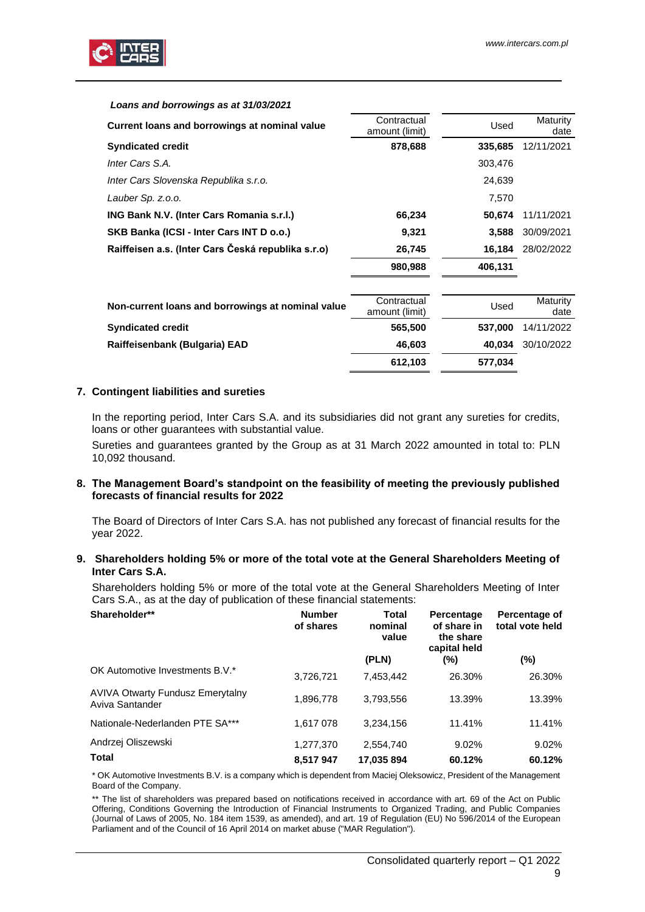*Loans and borrowings as at 31/03/2021*

| Current loans and borrowings at nominal value | Contractual amount (limit) | Used | Maturity date |
|---|---|---|---|
| **Syndicated credit** | **878,688** | **335,685** | 12/11/2021 |
| *Inter Cars S.A.* | | 303,476 | |
| *Inter Cars Slovenska Republika s.r.o.* | | 24,639 | |
| *Lauber Sp. z.o.o.* | | 7,570 | |
| **ING Bank N.V. (Inter Cars Romania s.r.l.)** | **66,234** | **50,674** | 11/11/2021 |
| **SKB Banka (ICSI - Inter Cars INT D o.o.)** | **9,321** | **3,588** | 30/09/2021 |
| **Raiffeisen a.s. (Inter Cars Česká republika s.r.o)** | **26,745** | **16,184** | 28/02/2022 |
| | **980,988** | **406,131** | |

| Non-current loans and borrowings at nominal value | Contractual amount (limit) | Used | Maturity date |
|---|---|---|---|
| **Syndicated credit** | **565,500** | **537,000** | 14/11/2022 |
| **Raiffeisenbank (Bulgaria) EAD** | **46,603** | **40,034** | 30/10/2022 |
| | **612,103** | **577,034** | |

## 7. Contingent liabilities and sureties

In the reporting period, Inter Cars S.A. and its subsidiaries did not grant any sureties for credits, loans or other guarantees with substantial value.

Sureties and guarantees granted by the Group as at 31 March 2022 amounted in total to: PLN 10,092 thousand.

## 8. The Management Board's standpoint on the feasibility of meeting the previously published forecasts of financial results for 2022

The Board of Directors of Inter Cars S.A. has not published any forecast of financial results for the year 2022.

## 9. Shareholders holding 5% or more of the total vote at the General Shareholders Meeting of Inter Cars S.A.

Shareholders holding 5% or more of the total vote at the General Shareholders Meeting of Inter Cars S.A., as at the day of publication of these financial statements:

| Shareholder** | Number of shares | Total nominal value (PLN) | Percentage of share in the share capital held (%) | Percentage of total vote held (%) |
|---|---|---|---|---|
| OK Automotive Investments B.V.* | 3,726,721 | 7,453,442 | 26.30% | 26.30% |
| AVIVA Otwarty Fundusz Emerytalny Aviva Santander | 1,896,778 | 3,793,556 | 13.39% | 13.39% |
| Nationale-Nederlanden PTE SA*** | 1,617 078 | 3,234,156 | 11.41% | 11.41% |
| Andrzej Oliszewski | 1,277,370 | 2,554,740 | 9.02% | 9.02% |
| **Total** | **8,517 947** | **17,035 894** | **60.12%** | **60.12%** |

* OK Automotive Investments B.V. is a company which is dependent from Maciej Oleksowicz, President of the Management Board of the Company.

** The list of shareholders was prepared based on notifications received in accordance with art. 69 of the Act on Public Offering, Conditions Governing the Introduction of Financial Instruments to Organized Trading, and Public Companies (Journal of Laws of 2005, No. 184 item 1539, as amended), and art. 19 of Regulation (EU) No 596/2014 of the European Parliament and of the Council of 16 April 2014 on market abuse ("MAR Regulation").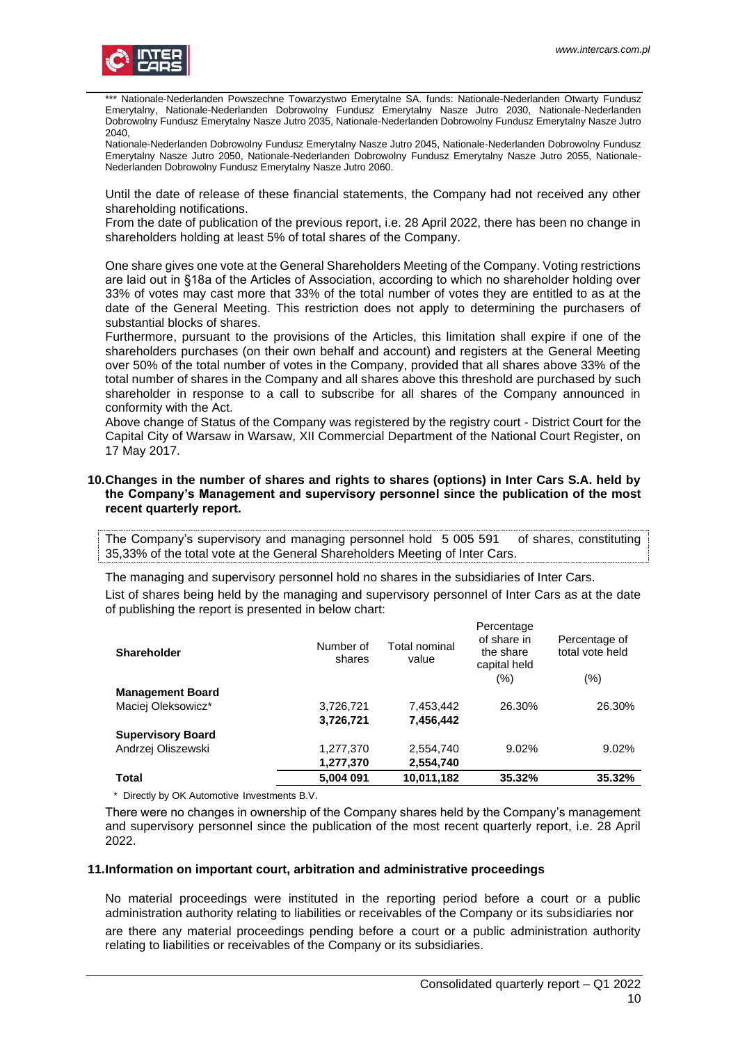*** Nationale-Nederlanden Powszechne Towarzystwo Emerytalne SA. funds: Nationale-Nederlanden Otwarty Fundusz Emerytalny, Nationale-Nederlanden Dobrowolny Fundusz Emerytalny Nasze Jutro 2030, Nationale-Nederlanden Dobrowolny Fundusz Emerytalny Nasze Jutro 2035, Nationale-Nederlanden Dobrowolny Fundusz Emerytalny Nasze Jutro 2040,
Nationale-Nederlanden Dobrowolny Fundusz Emerytalny Nasze Jutro 2045, Nationale-Nederlanden Dobrowolny Fundusz Emerytalny Nasze Jutro 2050, Nationale-Nederlanden Dobrowolny Fundusz Emerytalny Nasze Jutro 2055, Nationale-Nederlanden Dobrowolny Fundusz Emerytalny Nasze Jutro 2060.

Until the date of release of these financial statements, the Company had not received any other shareholding notifications.
From the date of publication of the previous report, i.e. 28 April 2022, there has been no change in shareholders holding at least 5% of total shares of the Company.

One share gives one vote at the General Shareholders Meeting of the Company. Voting restrictions are laid out in §18a of the Articles of Association, according to which no shareholder holding over 33% of votes may cast more that 33% of the total number of votes they are entitled to as at the date of the General Meeting. This restriction does not apply to determining the purchasers of substantial blocks of shares.
Furthermore, pursuant to the provisions of the Articles, this limitation shall expire if one of the shareholders purchases (on their own behalf and account) and registers at the General Meeting over 50% of the total number of votes in the Company, provided that all shares above 33% of the total number of shares in the Company and all shares above this threshold are purchased by such shareholder in response to a call to subscribe for all shares of the Company announced in conformity with the Act.
Above change of Status of the Company was registered by the registry court - District Court for the Capital City of Warsaw in Warsaw, XII Commercial Department of the National Court Register, on 17 May 2017.

## 10. Changes in the number of shares and rights to shares (options) in Inter Cars S.A. held by the Company's Management and supervisory personnel since the publication of the most recent quarterly report.

The Company's supervisory and managing personnel hold 5 005 591 of shares, constituting 35,33% of the total vote at the General Shareholders Meeting of Inter Cars.

The managing and supervisory personnel hold no shares in the subsidiaries of Inter Cars.

List of shares being held by the managing and supervisory personnel of Inter Cars as at the date of publishing the report is presented in below chart:

| Shareholder | Number of shares | Total nominal value | Percentage of share in the share capital held (%) | Percentage of total vote held (%) |
|---|---|---|---|---|
| **Management Board** | | | | |
| Maciej Oleksowicz* | 3,726,721 | 7,453,442 | 26.30% | 26.30% |
| | **3,726,721** | **7,456,442** | | |
| **Supervisory Board** | | | | |
| Andrzej Oliszewski | 1,277,370 | 2,554,740 | 9.02% | 9.02% |
| | **1,277,370** | **2,554,740** | | |
| **Total** | **5,004 091** | **10,011,182** | **35.32%** | **35.32%** |

\* Directly by OK Automotive Investments B.V.

There were no changes in ownership of the Company shares held by the Company's management and supervisory personnel since the publication of the most recent quarterly report, i.e. 28 April 2022.

## 11. Information on important court, arbitration and administrative proceedings

No material proceedings were instituted in the reporting period before a court or a public administration authority relating to liabilities or receivables of the Company or its subsidiaries nor are there any material proceedings pending before a court or a public administration authority relating to liabilities or receivables of the Company or its subsidiaries.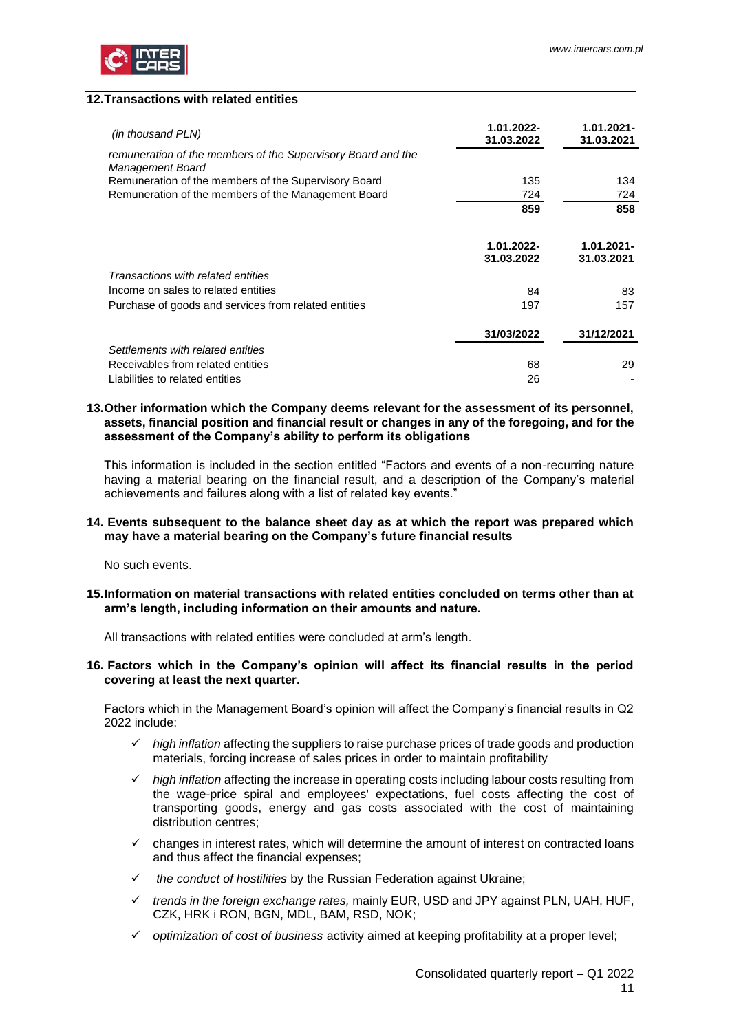## 12. Transactions with related entities

| *(in thousand PLN)* | 1.01.2022-31.03.2022 | 1.01.2021-31.03.2021 |
|---|---|---|
| *remuneration of the members of the Supervisory Board and the Management Board* | | |
| Remuneration of the members of the Supervisory Board | 135 | 134 |
| Remuneration of the members of the Management Board | 724 | 724 |
| | **859** | **858** |

| | 1.01.2022-31.03.2022 | 1.01.2021-31.03.2021 |
|---|---|---|
| *Transactions with related entities* | | |
| Income on sales to related entities | 84 | 83 |
| Purchase of goods and services from related entities | 197 | 157 |

| | 31/03/2022 | 31/12/2021 |
|---|---|---|
| *Settlements with related entities* | | |
| Receivables from related entities | 68 | 29 |
| Liabilities to related entities | 26 | - |

## 13. Other information which the Company deems relevant for the assessment of its personnel, assets, financial position and financial result or changes in any of the foregoing, and for the assessment of the Company's ability to perform its obligations

This information is included in the section entitled "Factors and events of a non-recurring nature having a material bearing on the financial result, and a description of the Company's material achievements and failures along with a list of related key events."

## 14. Events subsequent to the balance sheet day as at which the report was prepared which may have a material bearing on the Company's future financial results

No such events.

## 15. Information on material transactions with related entities concluded on terms other than at arm's length, including information on their amounts and nature.

All transactions with related entities were concluded at arm's length.

## 16. Factors which in the Company's opinion will affect its financial results in the period covering at least the next quarter.

Factors which in the Management Board's opinion will affect the Company's financial results in Q2 2022 include:

- ✓ *high inflation* affecting the suppliers to raise purchase prices of trade goods and production materials, forcing increase of sales prices in order to maintain profitability
- ✓ *high inflation* affecting the increase in operating costs including labour costs resulting from the wage-price spiral and employees' expectations, fuel costs affecting the cost of transporting goods, energy and gas costs associated with the cost of maintaining distribution centres;
- ✓ changes in interest rates, which will determine the amount of interest on contracted loans and thus affect the financial expenses;
- ✓ *the conduct of hostilities* by the Russian Federation against Ukraine;
- ✓ *trends in the foreign exchange rates,* mainly EUR, USD and JPY against PLN, UAH, HUF, CZK, HRK i RON, BGN, MDL, BAM, RSD, NOK;
- ✓ *optimization of cost of business* activity aimed at keeping profitability at a proper level;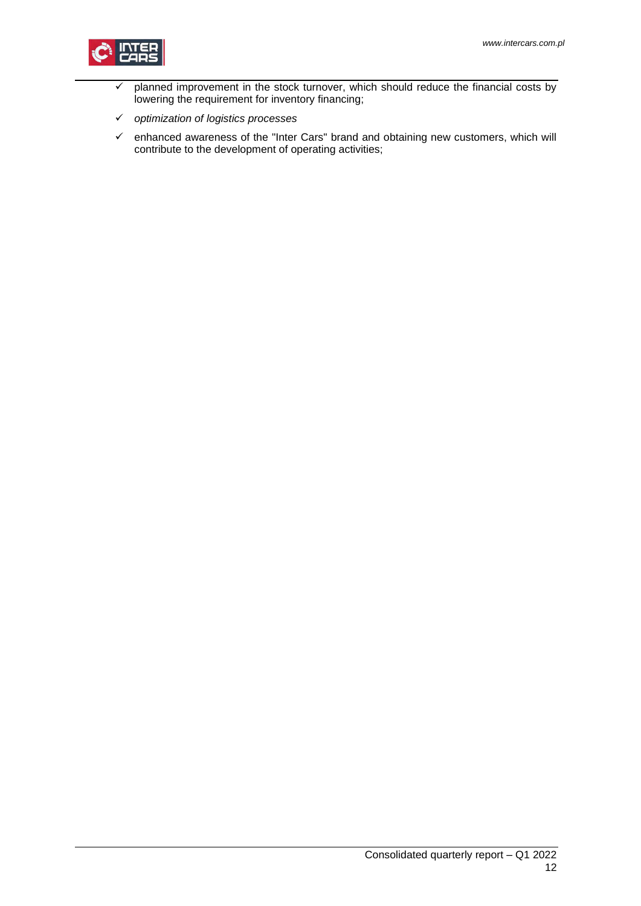- ✓ planned improvement in the stock turnover, which should reduce the financial costs by lowering the requirement for inventory financing;
- ✓ *optimization of logistics processes*
- ✓ enhanced awareness of the "Inter Cars" brand and obtaining new customers, which will contribute to the development of operating activities;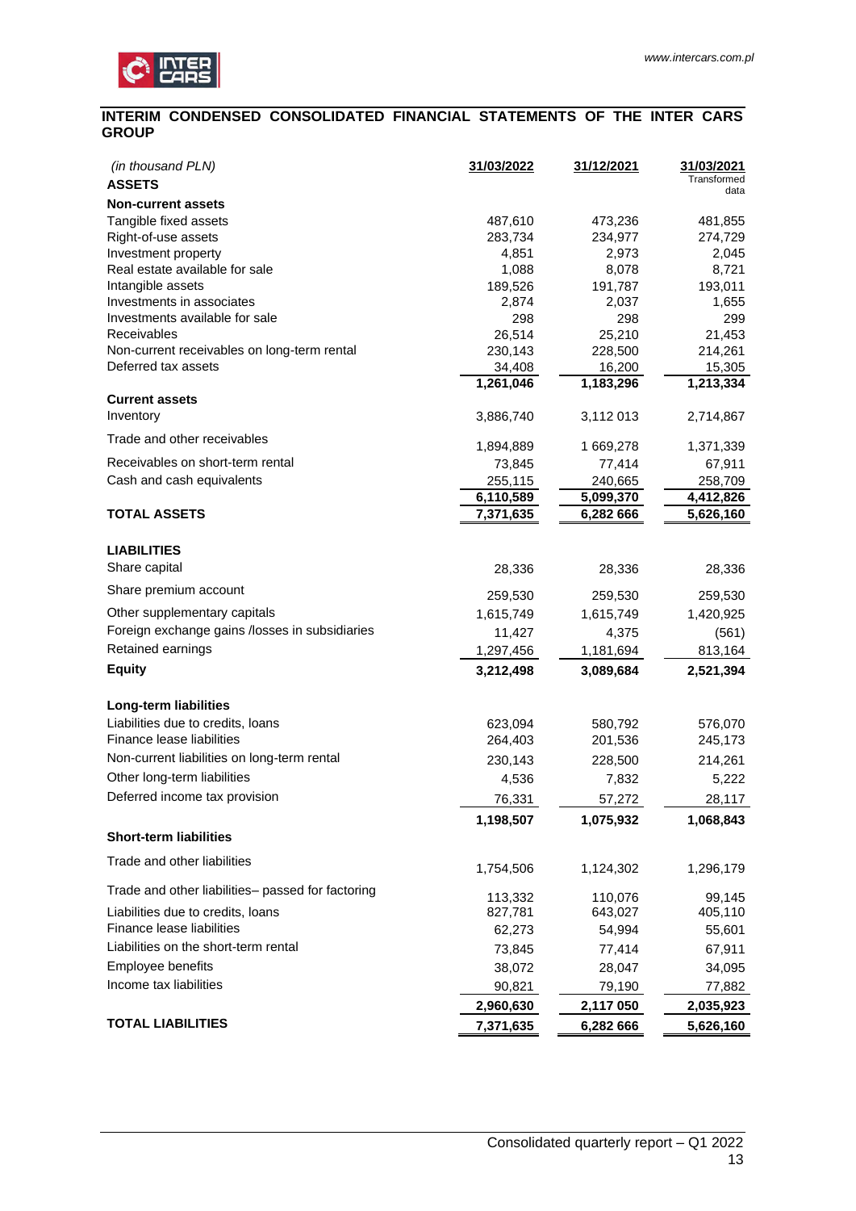## INTERIM CONDENSED CONSOLIDATED FINANCIAL STATEMENTS OF THE INTER CARS GROUP

| *(in thousand PLN)* | 31/03/2022 | 31/12/2021 | 31/03/2021 Transformed data |
|---|---|---|---|
| **ASSETS** | | | |
| **Non-current assets** | | | |
| Tangible fixed assets | 487,610 | 473,236 | 481,855 |
| Right-of-use assets | 283,734 | 234,977 | 274,729 |
| Investment property | 4,851 | 2,973 | 2,045 |
| Real estate available for sale | 1,088 | 8,078 | 8,721 |
| Intangible assets | 189,526 | 191,787 | 193,011 |
| Investments in associates | 2,874 | 2,037 | 1,655 |
| Investments available for sale | 298 | 298 | 299 |
| Receivables | 26,514 | 25,210 | 21,453 |
| Non-current receivables on long-term rental | 230,143 | 228,500 | 214,261 |
| Deferred tax assets | 34,408 | 16,200 | 15,305 |
| | **1,261,046** | **1,183,296** | **1,213,334** |
| **Current assets** | | | |
| Inventory | 3,886,740 | 3,112 013 | 2,714,867 |
| Trade and other receivables | 1,894,889 | 1 669,278 | 1,371,339 |
| Receivables on short-term rental | 73,845 | 77,414 | 67,911 |
| Cash and cash equivalents | 255,115 | 240,665 | 258,709 |
| | **6,110,589** | **5,099,370** | **4,412,826** |
| **TOTAL ASSETS** | **7,371,635** | **6,282 666** | **5,626,160** |
| | | | |
| **LIABILITIES** | | | |
| Share capital | 28,336 | 28,336 | 28,336 |
| Share premium account | 259,530 | 259,530 | 259,530 |
| Other supplementary capitals | 1,615,749 | 1,615,749 | 1,420,925 |
| Foreign exchange gains /losses in subsidiaries | 11,427 | 4,375 | (561) |
| Retained earnings | 1,297,456 | 1,181,694 | 813,164 |
| **Equity** | **3,212,498** | **3,089,684** | **2,521,394** |
| | | | |
| **Long-term liabilities** | | | |
| Liabilities due to credits, loans | 623,094 | 580,792 | 576,070 |
| Finance lease liabilities | 264,403 | 201,536 | 245,173 |
| Non-current liabilities on long-term rental | 230,143 | 228,500 | 214,261 |
| Other long-term liabilities | 4,536 | 7,832 | 5,222 |
| Deferred income tax provision | 76,331 | 57,272 | 28,117 |
| | **1,198,507** | **1,075,932** | **1,068,843** |
| **Short-term liabilities** | | | |
| Trade and other liabilities | 1,754,506 | 1,124,302 | 1,296,179 |
| Trade and other liabilities– passed for factoring | 113,332 | 110,076 | 99,145 |
| Liabilities due to credits, loans | 827,781 | 643,027 | 405,110 |
| Finance lease liabilities | 62,273 | 54,994 | 55,601 |
| Liabilities on the short-term rental | 73,845 | 77,414 | 67,911 |
| Employee benefits | 38,072 | 28,047 | 34,095 |
| Income tax liabilities | 90,821 | 79,190 | 77,882 |
| | **2,960,630** | **2,117 050** | **2,035,923** |
| **TOTAL LIABILITIES** | **7,371,635** | **6,282 666** | **5,626,160** |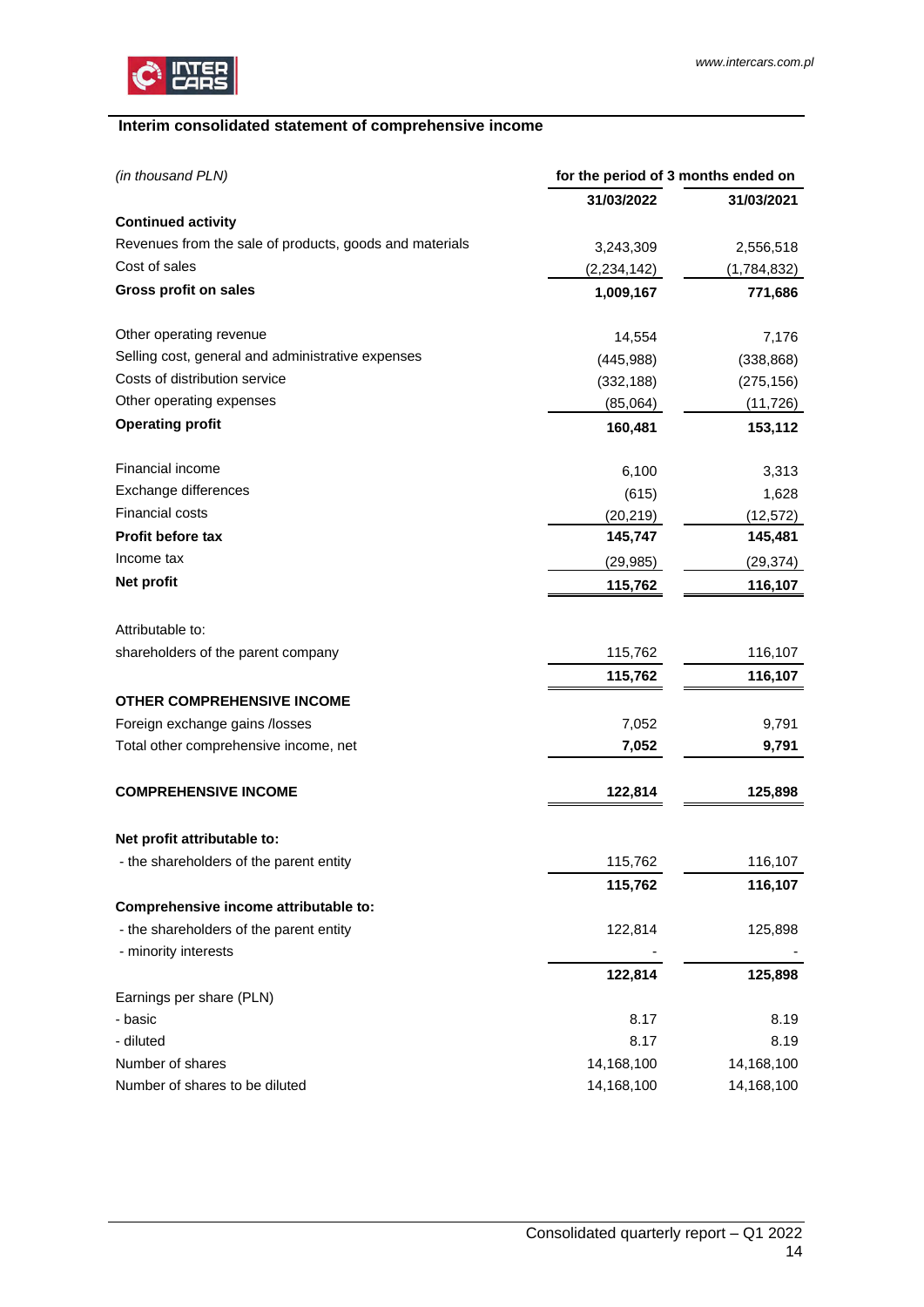## Interim consolidated statement of comprehensive income

| *(in thousand PLN)* | for the period of 3 months ended on | |
|---|---|---|
| | **31/03/2022** | **31/03/2021** |
| **Continued activity** | | |
| Revenues from the sale of products, goods and materials | 3,243,309 | 2,556,518 |
| Cost of sales | (2,234,142) | (1,784,832) |
| **Gross profit on sales** | **1,009,167** | **771,686** |
| Other operating revenue | 14,554 | 7,176 |
| Selling cost, general and administrative expenses | (445,988) | (338,868) |
| Costs of distribution service | (332,188) | (275,156) |
| Other operating expenses | (85,064) | (11,726) |
| **Operating profit** | **160,481** | **153,112** |
| Financial income | 6,100 | 3,313 |
| Exchange differences | (615) | 1,628 |
| Financial costs | (20,219) | (12,572) |
| **Profit before tax** | **145,747** | **145,481** |
| Income tax | (29,985) | (29,374) |
| **Net profit** | **115,762** | **116,107** |
| Attributable to: | | |
| shareholders of the parent company | 115,762 | 116,107 |
| | **115,762** | **116,107** |
| **OTHER COMPREHENSIVE INCOME** | | |
| Foreign exchange gains /losses | 7,052 | 9,791 |
| Total other comprehensive income, net | **7,052** | **9,791** |
| **COMPREHENSIVE INCOME** | **122,814** | **125,898** |
| **Net profit attributable to:** | | |
| - the shareholders of the parent entity | 115,762 | 116,107 |
| | **115,762** | **116,107** |
| **Comprehensive income attributable to:** | | |
| - the shareholders of the parent entity | 122,814 | 125,898 |
| - minority interests | - | - |
| | **122,814** | **125,898** |
| Earnings per share (PLN) | | |
| - basic | 8.17 | 8.19 |
| - diluted | 8.17 | 8.19 |
| Number of shares | 14,168,100 | 14,168,100 |
| Number of shares to be diluted | 14,168,100 | 14,168,100 |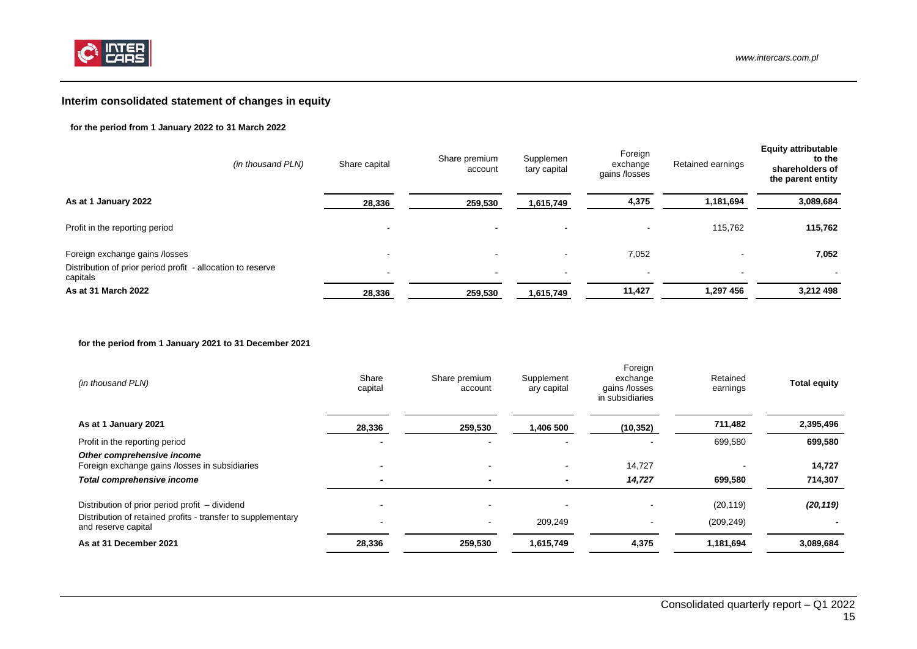## Interim consolidated statement of changes in equity

**for the period from 1 January 2022 to 31 March 2022**

| *(in thousand PLN)* | Share capital | Share premium account | Supplementary capital | Foreign exchange gains /losses | Retained earnings | **Equity attributable to the shareholders of the parent entity** |
|---|---|---|---|---|---|---|
| **As at 1 January 2022** | **28,336** | **259,530** | **1,615,749** | **4,375** | **1,181,694** | **3,089,684** |
| Profit in the reporting period | - | - | - | - | 115,762 | **115,762** |
| Foreign exchange gains /losses | - | - | - | 7,052 | - | **7,052** |
| Distribution of prior period profit - allocation to reserve capitals | - | - | - | - | - | - |
| **As at 31 March 2022** | **28,336** | **259,530** | **1,615,749** | **11,427** | **1,297 456** | **3,212 498** |

**for the period from 1 January 2021 to 31 December 2021**

| *(in thousand PLN)* | Share capital | Share premium account | Supplementary capital | Foreign exchange gains /losses in subsidiaries | Retained earnings | **Total equity** |
|---|---|---|---|---|---|---|
| **As at 1 January 2021** | **28,336** | **259,530** | **1,406 500** | **(10,352)** | **711,482** | **2,395,496** |
| Profit in the reporting period | - | - | - | - | 699,580 | **699,580** |
| ***Other comprehensive income*** | | | | | | |
| Foreign exchange gains /losses in subsidiaries | - | - | - | 14,727 | - | **14,727** |
| ***Total comprehensive income*** | **-** | **-** | **-** | ***14,727*** | **699,580** | **714,307** |
| Distribution of prior period profit – dividend | - | - | - | - | (20,119) | ***(20,119)*** |
| Distribution of retained profits - transfer to supplementary and reserve capital | - | - | 209,249 | - | (209,249) | **-** |
| **As at 31 December 2021** | **28,336** | **259,530** | **1,615,749** | **4,375** | **1,181,694** | **3,089,684** |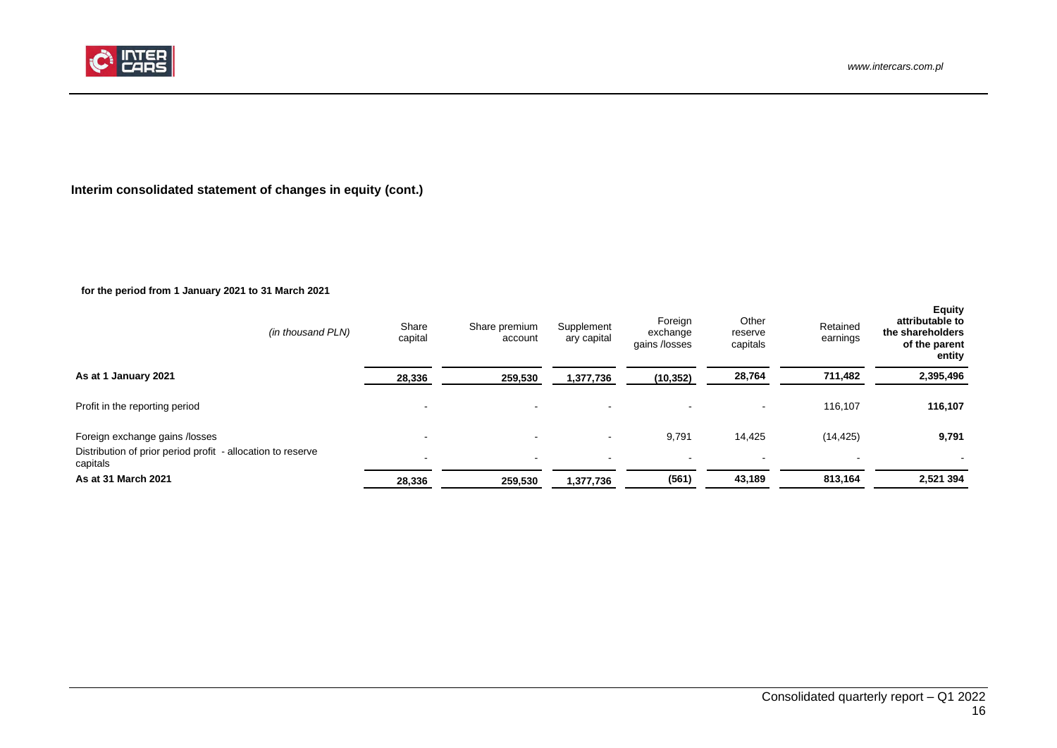## Interim consolidated statement of changes in equity (cont.)

**for the period from 1 January 2021 to 31 March 2021**

| *(in thousand PLN)* | Share capital | Share premium account | Supplementary capital | Foreign exchange gains /losses | Other reserve capitals | Retained earnings | **Equity attributable to the shareholders of the parent entity** |
|---|---|---|---|---|---|---|---|
| **As at 1 January 2021** | **28,336** | **259,530** | **1,377,736** | **(10,352)** | **28,764** | **711,482** | **2,395,496** |
| Profit in the reporting period | - | - | - | - | - | 116,107 | **116,107** |
| Foreign exchange gains /losses | - | - | - | 9,791 | 14,425 | (14,425) | **9,791** |
| Distribution of prior period profit - allocation to reserve capitals | - | - | - | - | - | - | - |
| **As at 31 March 2021** | **28,336** | **259,530** | **1,377,736** | **(561)** | **43,189** | **813,164** | **2,521 394** |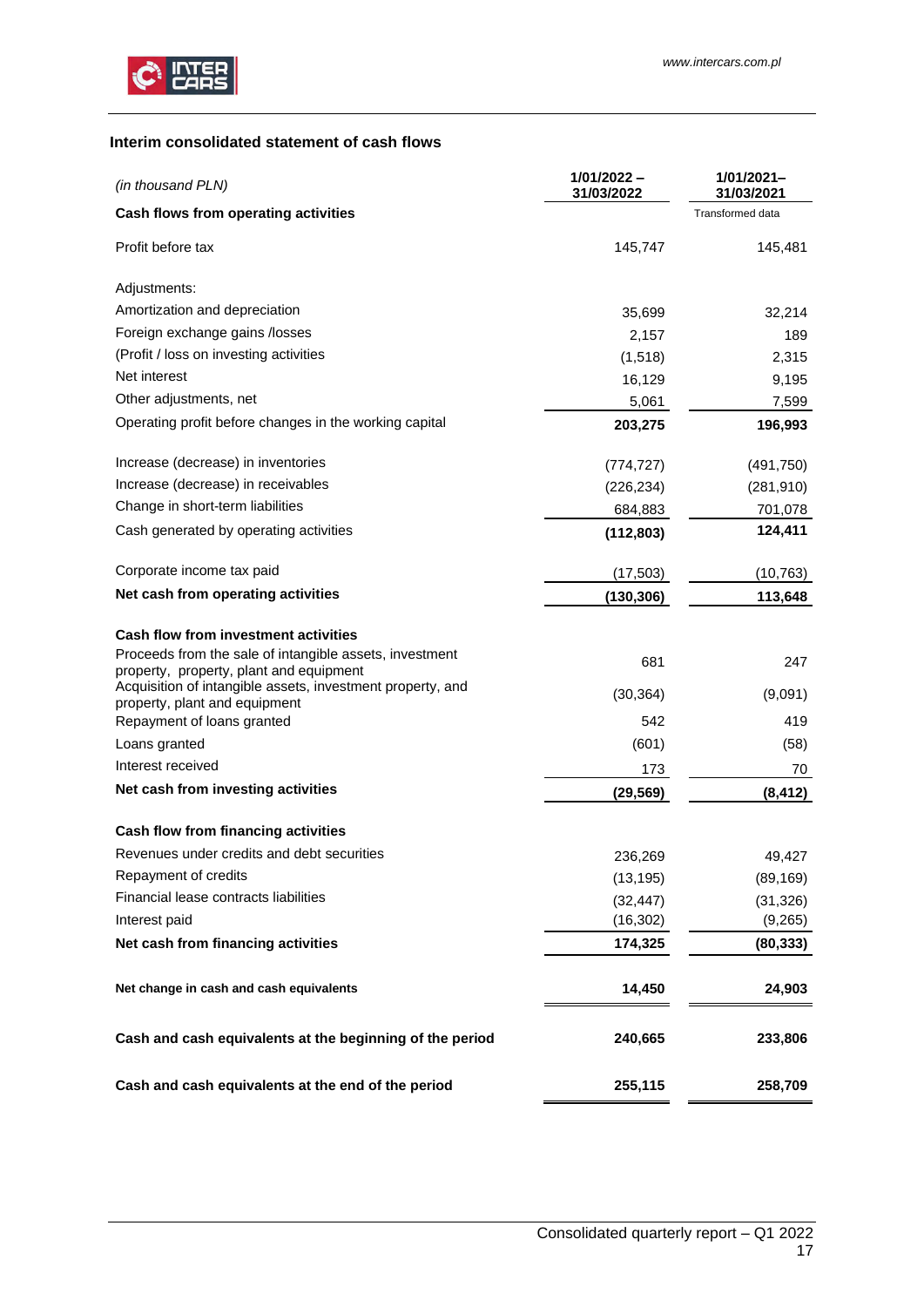## Interim consolidated statement of cash flows

| *(in thousand PLN)* | 1/01/2022 – 31/03/2022 | 1/01/2021– 31/03/2021 |
|---|---|---|
| **Cash flows from operating activities** | | Transformed data |
| Profit before tax | 145,747 | 145,481 |
| Adjustments: | | |
| Amortization and depreciation | 35,699 | 32,214 |
| Foreign exchange gains /losses | 2,157 | 189 |
| (Profit / loss on investing activities | (1,518) | 2,315 |
| Net interest | 16,129 | 9,195 |
| Other adjustments, net | 5,061 | 7,599 |
| Operating profit before changes in the working capital | **203,275** | **196,993** |
| Increase (decrease) in inventories | (774,727) | (491,750) |
| Increase (decrease) in receivables | (226,234) | (281,910) |
| Change in short-term liabilities | 684,883 | 701,078 |
| Cash generated by operating activities | **(112,803)** | **124,411** |
| Corporate income tax paid | (17,503) | (10,763) |
| **Net cash from operating activities** | **(130,306)** | **113,648** |
| **Cash flow from investment activities** | | |
| Proceeds from the sale of intangible assets, investment property, property, plant and equipment | 681 | 247 |
| Acquisition of intangible assets, investment property, and property, plant and equipment | (30,364) | (9,091) |
| Repayment of loans granted | 542 | 419 |
| Loans granted | (601) | (58) |
| Interest received | 173 | 70 |
| **Net cash from investing activities** | **(29,569)** | **(8,412)** |
| **Cash flow from financing activities** | | |
| Revenues under credits and debt securities | 236,269 | 49,427 |
| Repayment of credits | (13,195) | (89,169) |
| Financial lease contracts liabilities | (32,447) | (31,326) |
| Interest paid | (16,302) | (9,265) |
| **Net cash from financing activities** | **174,325** | **(80,333)** |
| **Net change in cash and cash equivalents** | **14,450** | **24,903** |
| **Cash and cash equivalents at the beginning of the period** | **240,665** | **233,806** |
| **Cash and cash equivalents at the end of the period** | **255,115** | **258,709** |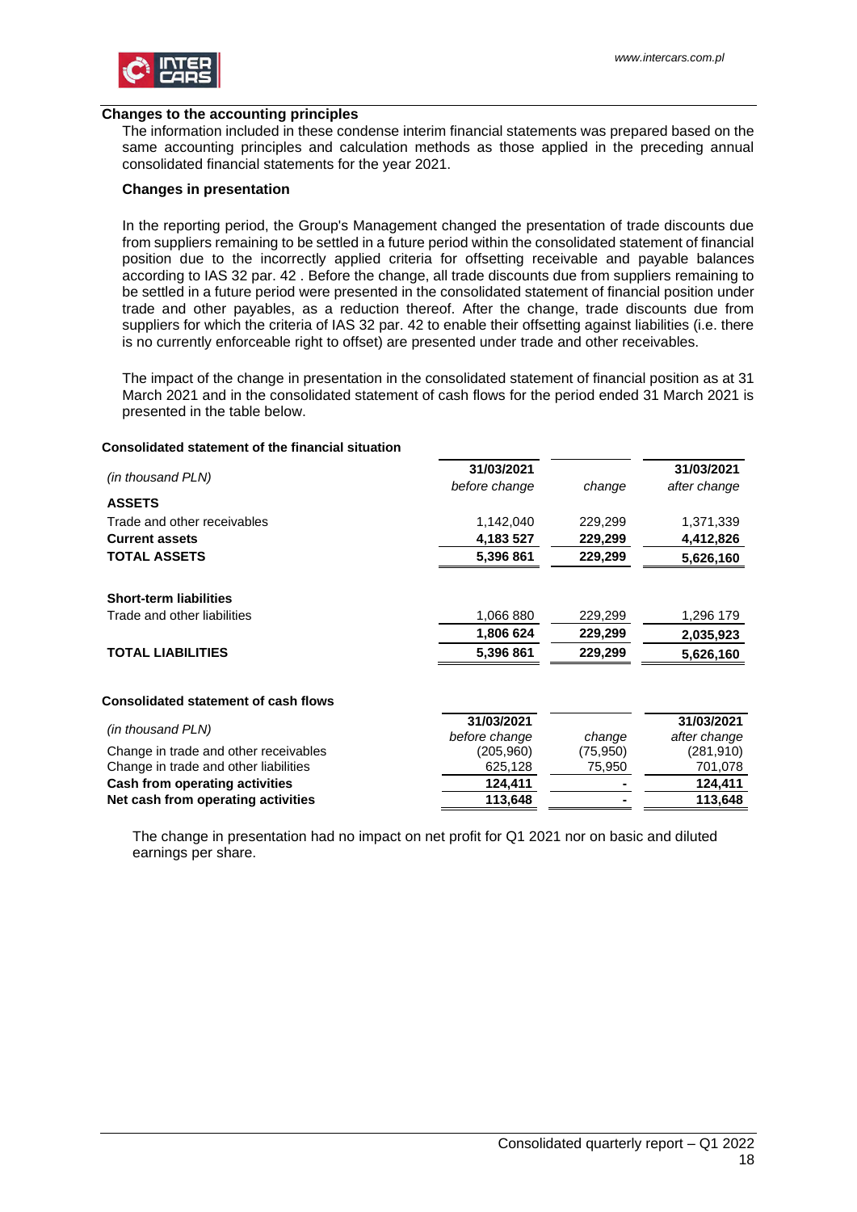## Changes to the accounting principles

The information included in these condense interim financial statements was prepared based on the same accounting principles and calculation methods as those applied in the preceding annual consolidated financial statements for the year 2021.

### Changes in presentation

In the reporting period, the Group's Management changed the presentation of trade discounts due from suppliers remaining to be settled in a future period within the consolidated statement of financial position due to the incorrectly applied criteria for offsetting receivable and payable balances according to IAS 32 par. 42 . Before the change, all trade discounts due from suppliers remaining to be settled in a future period were presented in the consolidated statement of financial position under trade and other payables, as a reduction thereof. After the change, trade discounts due from suppliers for which the criteria of IAS 32 par. 42 to enable their offsetting against liabilities (i.e. there is no currently enforceable right to offset) are presented under trade and other receivables.

The impact of the change in presentation in the consolidated statement of financial position as at 31 March 2021 and in the consolidated statement of cash flows for the period ended 31 March 2021 is presented in the table below.

**Consolidated statement of the financial situation**

| *(in thousand PLN)* | 31/03/2021 *before change* | *change* | 31/03/2021 *after change* |
|---|---|---|---|
| **ASSETS** | | | |
| Trade and other receivables | 1,142,040 | 229,299 | 1,371,339 |
| **Current assets** | **4,183 527** | **229,299** | **4,412,826** |
| **TOTAL ASSETS** | **5,396 861** | **229,299** | **5,626,160** |
| | | | |
| **Short-term liabilities** | | | |
| Trade and other liabilities | 1,066 880 | 229,299 | 1,296 179 |
| | **1,806 624** | **229,299** | **2,035,923** |
| **TOTAL LIABILITIES** | **5,396 861** | **229,299** | **5,626,160** |

**Consolidated statement of cash flows**

| *(in thousand PLN)* | 31/03/2021 *before change* | *change* | 31/03/2021 *after change* |
|---|---|---|---|
| Change in trade and other receivables | (205,960) | (75,950) | (281,910) |
| Change in trade and other liabilities | 625,128 | 75,950 | 701,078 |
| **Cash from operating activities** | **124,411** | **-** | **124,411** |
| **Net cash from operating activities** | **113,648** | **-** | **113,648** |

The change in presentation had no impact on net profit for Q1 2021 nor on basic and diluted earnings per share.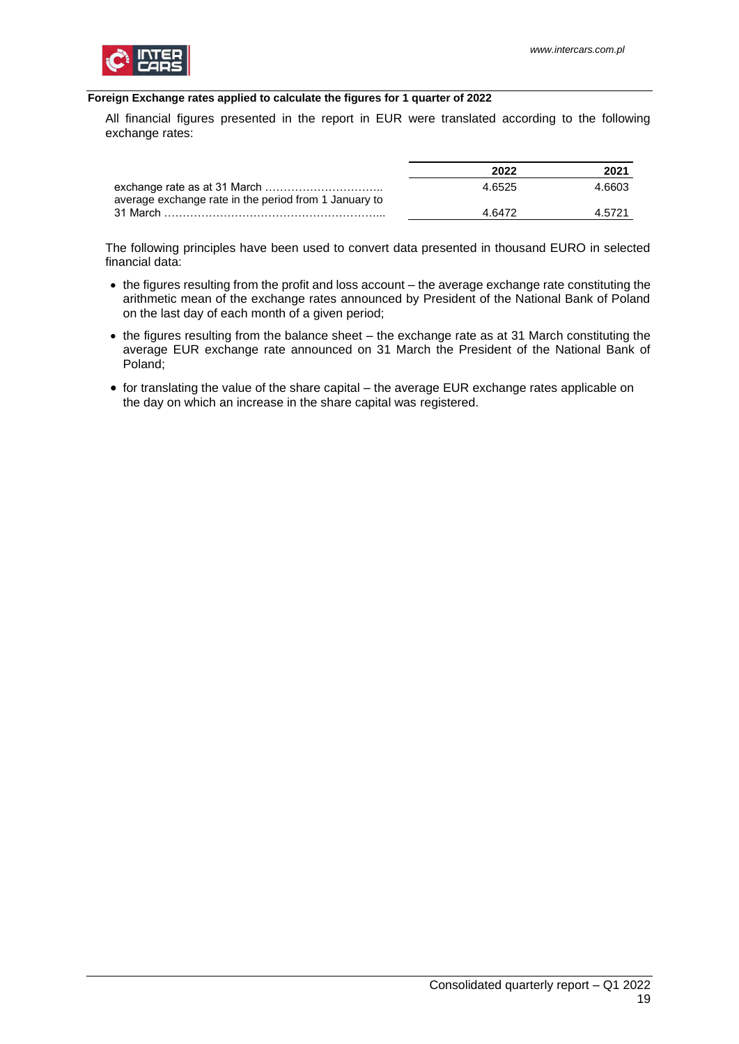**Foreign Exchange rates applied to calculate the figures for 1 quarter of 2022**

All financial figures presented in the report in EUR were translated according to the following exchange rates:

| | 2022 | 2021 |
|---|---|---|
| exchange rate as at 31 March ………………………….. | 4.6525 | 4.6603 |
| average exchange rate in the period from 1 January to 31 March …………………………………………………... | 4.6472 | 4.5721 |

The following principles have been used to convert data presented in thousand EURO in selected financial data:

- the figures resulting from the profit and loss account – the average exchange rate constituting the arithmetic mean of the exchange rates announced by President of the National Bank of Poland on the last day of each month of a given period;
- the figures resulting from the balance sheet – the exchange rate as at 31 March constituting the average EUR exchange rate announced on 31 March the President of the National Bank of Poland;
- for translating the value of the share capital – the average EUR exchange rates applicable on the day on which an increase in the share capital was registered.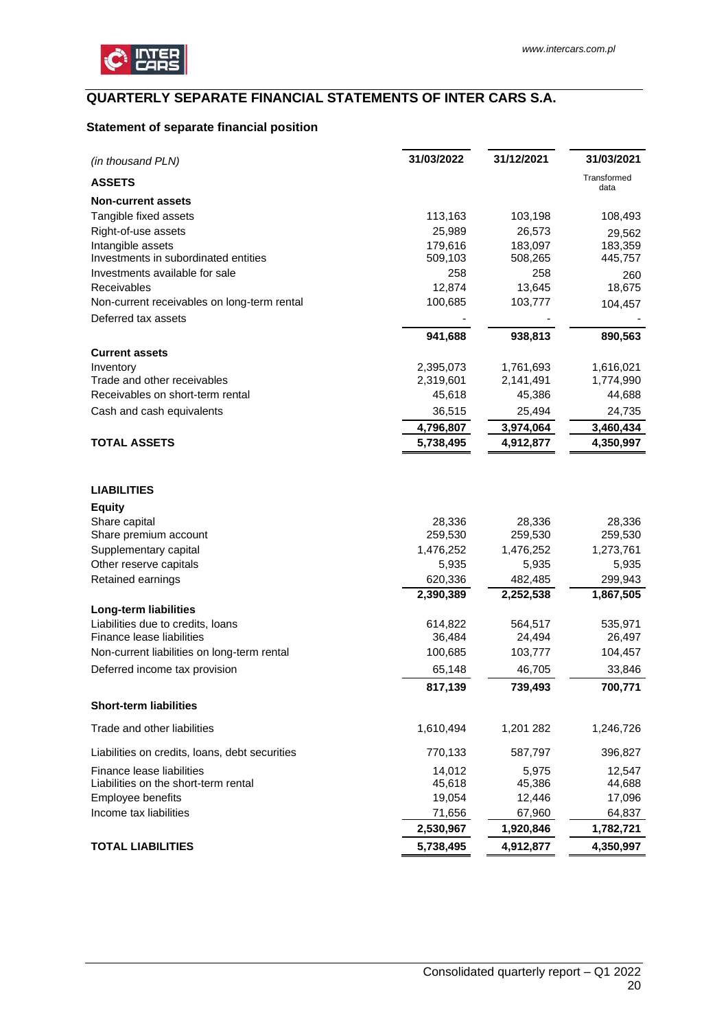## QUARTERLY SEPARATE FINANCIAL STATEMENTS OF INTER CARS S.A.

### Statement of separate financial position

| *(in thousand PLN)* | 31/03/2022 | 31/12/2021 | 31/03/2021 |
|---|---|---|---|
| **ASSETS** | | | Transformed data |
| **Non-current assets** | | | |
| Tangible fixed assets | 113,163 | 103,198 | 108,493 |
| Right-of-use assets | 25,989 | 26,573 | 29,562 |
| Intangible assets | 179,616 | 183,097 | 183,359 |
| Investments in subordinated entities | 509,103 | 508,265 | 445,757 |
| Investments available for sale | 258 | 258 | 260 |
| Receivables | 12,874 | 13,645 | 18,675 |
| Non-current receivables on long-term rental | 100,685 | 103,777 | 104,457 |
| Deferred tax assets | - | - | - |
| | **941,688** | **938,813** | **890,563** |
| **Current assets** | | | |
| Inventory | 2,395,073 | 1,761,693 | 1,616,021 |
| Trade and other receivables | 2,319,601 | 2,141,491 | 1,774,990 |
| Receivables on short-term rental | 45,618 | 45,386 | 44,688 |
| Cash and cash equivalents | 36,515 | 25,494 | 24,735 |
| | **4,796,807** | **3,974,064** | **3,460,434** |
| **TOTAL ASSETS** | **5,738,495** | **4,912,877** | **4,350,997** |
| | | | |
| **LIABILITIES** | | | |
| **Equity** | | | |
| Share capital | 28,336 | 28,336 | 28,336 |
| Share premium account | 259,530 | 259,530 | 259,530 |
| Supplementary capital | 1,476,252 | 1,476,252 | 1,273,761 |
| Other reserve capitals | 5,935 | 5,935 | 5,935 |
| Retained earnings | 620,336 | 482,485 | 299,943 |
| | **2,390,389** | **2,252,538** | **1,867,505** |
| **Long-term liabilities** | | | |
| Liabilities due to credits, loans | 614,822 | 564,517 | 535,971 |
| Finance lease liabilities | 36,484 | 24,494 | 26,497 |
| Non-current liabilities on long-term rental | 100,685 | 103,777 | 104,457 |
| Deferred income tax provision | 65,148 | 46,705 | 33,846 |
| | **817,139** | **739,493** | **700,771** |
| **Short-term liabilities** | | | |
| Trade and other liabilities | 1,610,494 | 1,201 282 | 1,246,726 |
| Liabilities on credits, loans, debt securities | 770,133 | 587,797 | 396,827 |
| Finance lease liabilities | 14,012 | 5,975 | 12,547 |
| Liabilities on the short-term rental | 45,618 | 45,386 | 44,688 |
| Employee benefits | 19,054 | 12,446 | 17,096 |
| Income tax liabilities | 71,656 | 67,960 | 64,837 |
| | **2,530,967** | **1,920,846** | **1,782,721** |
| **TOTAL LIABILITIES** | **5,738,495** | **4,912,877** | **4,350,997** |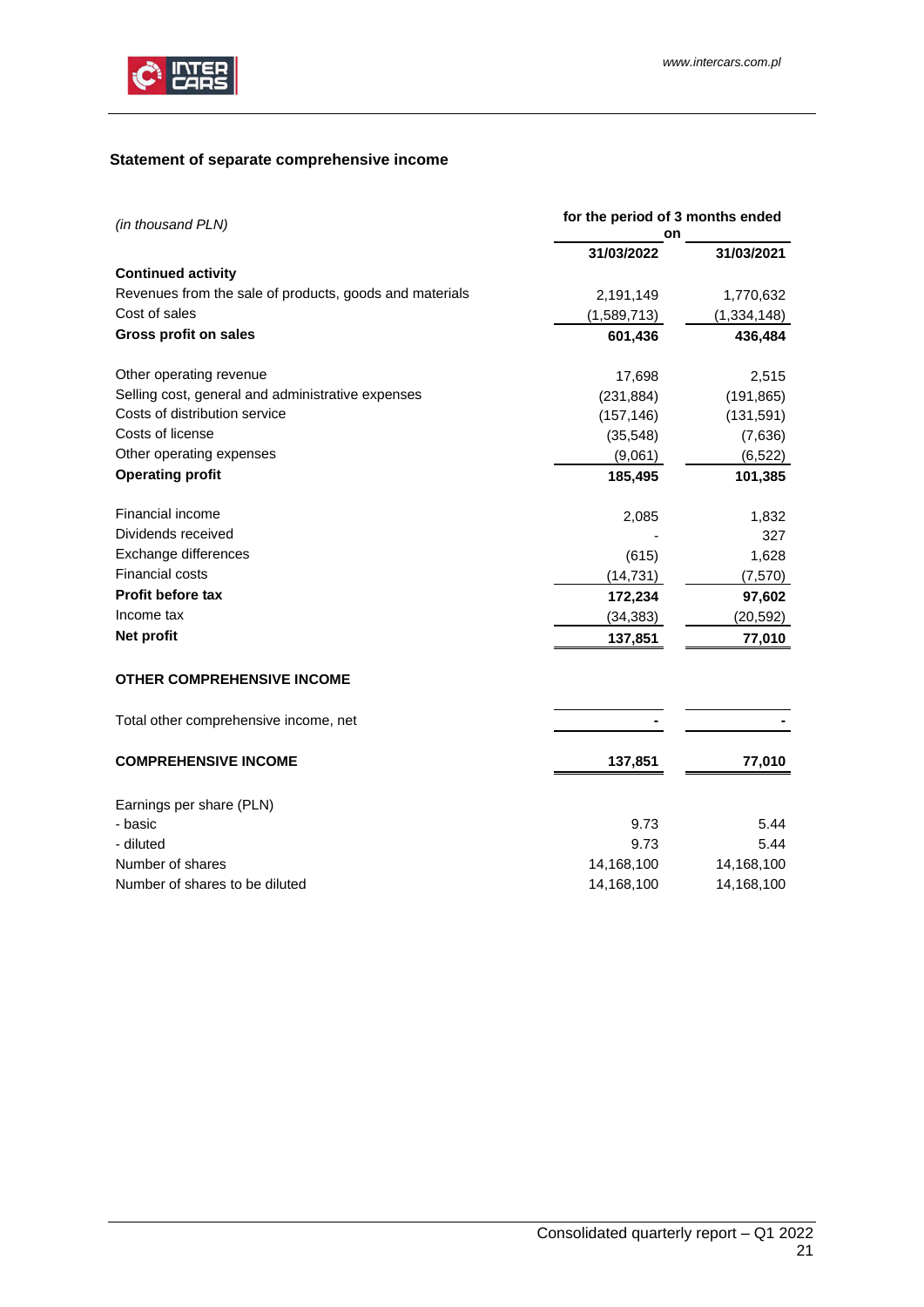## Statement of separate comprehensive income

| *(in thousand PLN)* | for the period of 3 months ended on | |
|---|---|---|
| | **31/03/2022** | **31/03/2021** |
| **Continued activity** | | |
| Revenues from the sale of products, goods and materials | 2,191,149 | 1,770,632 |
| Cost of sales | (1,589,713) | (1,334,148) |
| **Gross profit on sales** | **601,436** | **436,484** |
| Other operating revenue | 17,698 | 2,515 |
| Selling cost, general and administrative expenses | (231,884) | (191,865) |
| Costs of distribution service | (157,146) | (131,591) |
| Costs of license | (35,548) | (7,636) |
| Other operating expenses | (9,061) | (6,522) |
| **Operating profit** | **185,495** | **101,385** |
| Financial income | 2,085 | 1,832 |
| Dividends received | - | 327 |
| Exchange differences | (615) | 1,628 |
| Financial costs | (14,731) | (7,570) |
| **Profit before tax** | **172,234** | **97,602** |
| Income tax | (34,383) | (20,592) |
| **Net profit** | **137,851** | **77,010** |
| **OTHER COMPREHENSIVE INCOME** | | |
| Total other comprehensive income, net | - | - |
| **COMPREHENSIVE INCOME** | **137,851** | **77,010** |
| Earnings per share (PLN) | | |
| - basic | 9.73 | 5.44 |
| - diluted | 9.73 | 5.44 |
| Number of shares | 14,168,100 | 14,168,100 |
| Number of shares to be diluted | 14,168,100 | 14,168,100 |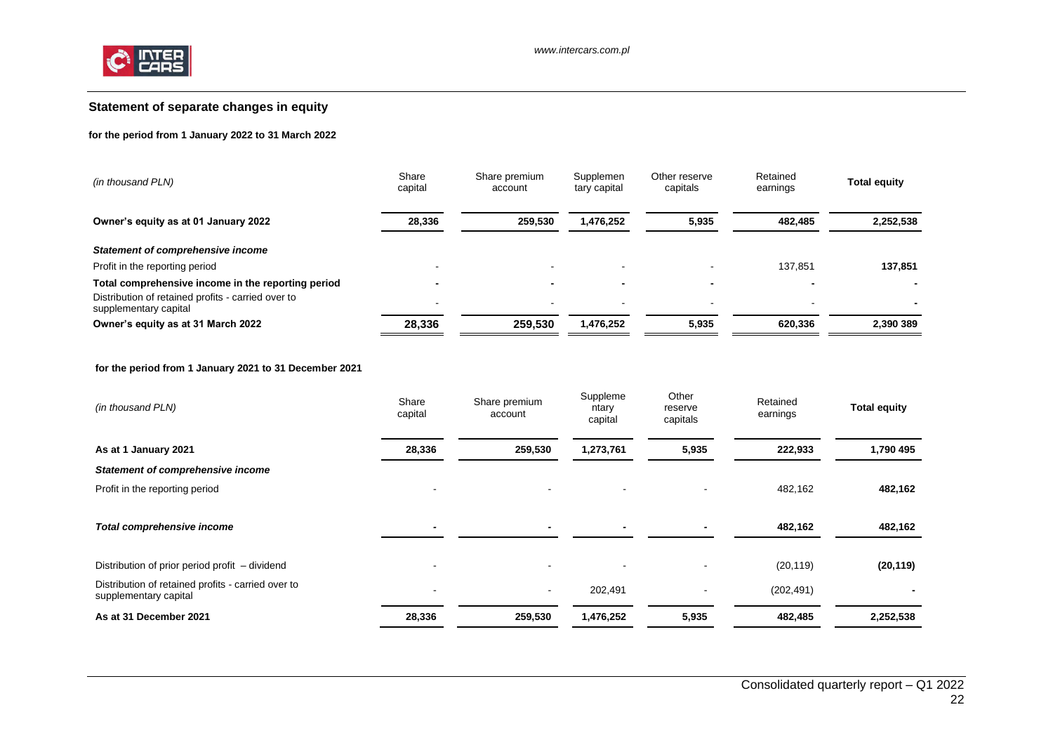## Statement of separate changes in equity

**for the period from 1 January 2022 to 31 March 2022**

| *(in thousand PLN)* | Share capital | Share premium account | Supplementary capital | Other reserve capitals | Retained earnings | **Total equity** |
|---|---|---|---|---|---|---|
| **Owner's equity as at 01 January 2022** | **28,336** | **259,530** | **1,476,252** | **5,935** | **482,485** | **2,252,538** |
| ***Statement of comprehensive income*** | | | | | | |
| Profit in the reporting period | - | - | - | - | 137,851 | **137,851** |
| **Total comprehensive income in the reporting period** | **-** | **-** | **-** | **-** | **-** | **-** |
| Distribution of retained profits - carried over to supplementary capital | - | - | - | - | - | **-** |
| **Owner's equity as at 31 March 2022** | **28,336** | **259,530** | **1,476,252** | **5,935** | **620,336** | **2,390 389** |

**for the period from 1 January 2021 to 31 December 2021**

| *(in thousand PLN)* | Share capital | Share premium account | Supplementary capital | Other reserve capitals | Retained earnings | **Total equity** |
|---|---|---|---|---|---|---|
| **As at 1 January 2021** | **28,336** | **259,530** | **1,273,761** | **5,935** | **222,933** | **1,790 495** |
| ***Statement of comprehensive income*** | | | | | | |
| Profit in the reporting period | - | - | - | - | 482,162 | **482,162** |
| ***Total comprehensive income*** | **-** | **-** | **-** | **-** | **482,162** | **482,162** |
| Distribution of prior period profit – dividend | - | - | - | - | (20,119) | **(20,119)** |
| Distribution of retained profits - carried over to supplementary capital | - | - | 202,491 | - | (202,491) | **-** |
| **As at 31 December 2021** | **28,336** | **259,530** | **1,476,252** | **5,935** | **482,485** | **2,252,538** |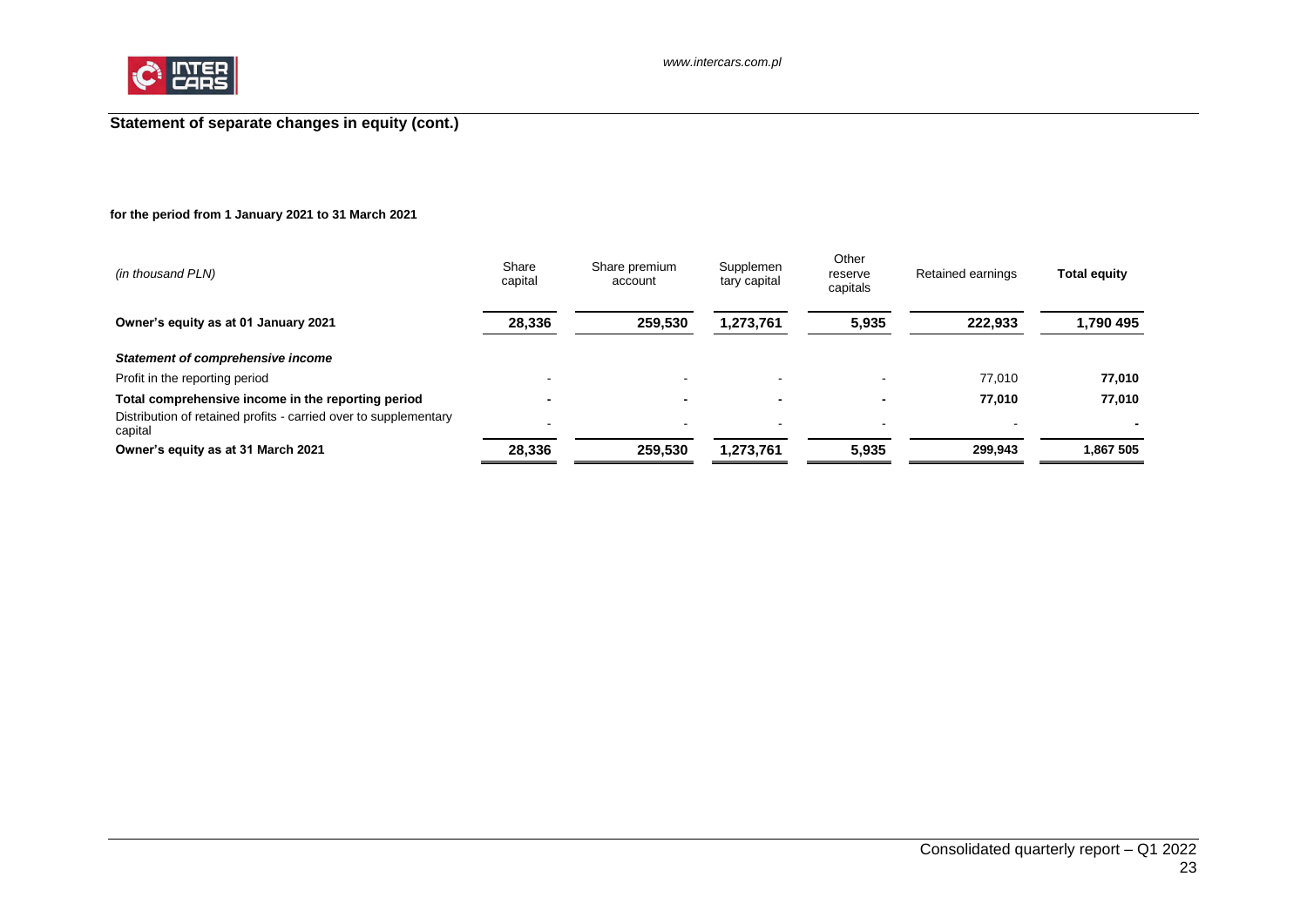## Statement of separate changes in equity (cont.)

**for the period from 1 January 2021 to 31 March 2021**

| *(in thousand PLN)* | Share capital | Share premium account | Supplementary capital | Other reserve capitals | Retained earnings | **Total equity** |
|---|---|---|---|---|---|---|
| **Owner's equity as at 01 January 2021** | **28,336** | **259,530** | **1,273,761** | **5,935** | **222,933** | **1,790 495** |
| ***Statement of comprehensive income*** | | | | | | |
| Profit in the reporting period | - | - | - | - | 77,010 | **77,010** |
| **Total comprehensive income in the reporting period** | **-** | **-** | **-** | **-** | **77,010** | **77,010** |
| Distribution of retained profits - carried over to supplementary capital | - | - | - | - | - | **-** |
| **Owner's equity as at 31 March 2021** | **28,336** | **259,530** | **1,273,761** | **5,935** | **299,943** | **1,867 505** |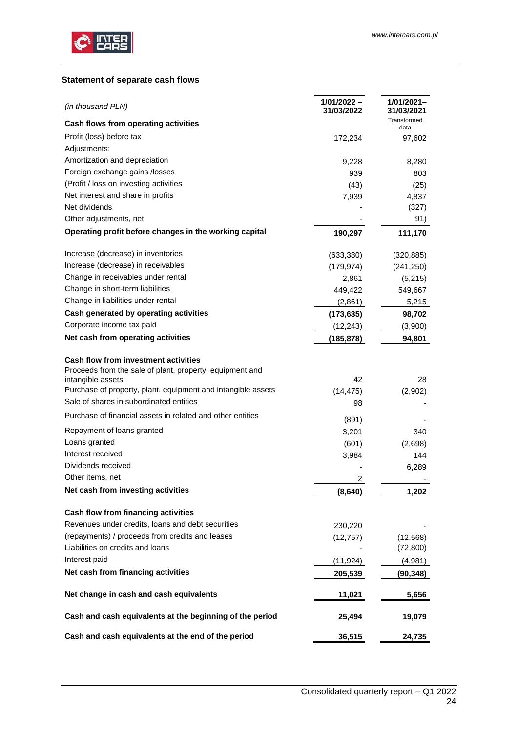### Statement of separate cash flows

| *(in thousand PLN)* | 1/01/2022 – 31/03/2022 | 1/01/2021– 31/03/2021 Transformed data |
|---|---|---|
| **Cash flows from operating activities** | | |
| Profit (loss) before tax | 172,234 | 97,602 |
| Adjustments: | | |
| Amortization and depreciation | 9,228 | 8,280 |
| Foreign exchange gains /losses | 939 | 803 |
| (Profit / loss on investing activities | (43) | (25) |
| Net interest and share in profits | 7,939 | 4,837 |
| Net dividends | - | (327) |
| Other adjustments, net | - | 91) |
| **Operating profit before changes in the working capital** | **190,297** | **111,170** |
| Increase (decrease) in inventories | (633,380) | (320,885) |
| Increase (decrease) in receivables | (179,974) | (241,250) |
| Change in receivables under rental | 2,861 | (5,215) |
| Change in short-term liabilities | 449,422 | 549,667 |
| Change in liabilities under rental | (2,861) | 5,215 |
| **Cash generated by operating activities** | **(173,635)** | **98,702** |
| Corporate income tax paid | (12,243) | (3,900) |
| **Net cash from operating activities** | **(185,878)** | **94,801** |
| **Cash flow from investment activities** | | |
| Proceeds from the sale of plant, property, equipment and intangible assets | 42 | 28 |
| Purchase of property, plant, equipment and intangible assets | (14,475) | (2,902) |
| Sale of shares in subordinated entities | 98 | - |
| Purchase of financial assets in related and other entities | (891) | - |
| Repayment of loans granted | 3,201 | 340 |
| Loans granted | (601) | (2,698) |
| Interest received | 3,984 | 144 |
| Dividends received | - | 6,289 |
| Other items, net | 2 | - |
| **Net cash from investing activities** | **(8,640)** | **1,202** |
| **Cash flow from financing activities** | | |
| Revenues under credits, loans and debt securities | 230,220 | - |
| (repayments) / proceeds from credits and leases | (12,757) | (12,568) |
| Liabilities on credits and loans | - | (72,800) |
| Interest paid | (11,924) | (4,981) |
| **Net cash from financing activities** | **205,539** | **(90,348)** |
| **Net change in cash and cash equivalents** | **11,021** | **5,656** |
| **Cash and cash equivalents at the beginning of the period** | **25,494** | **19,079** |
| **Cash and cash equivalents at the end of the period** | **36,515** | **24,735** |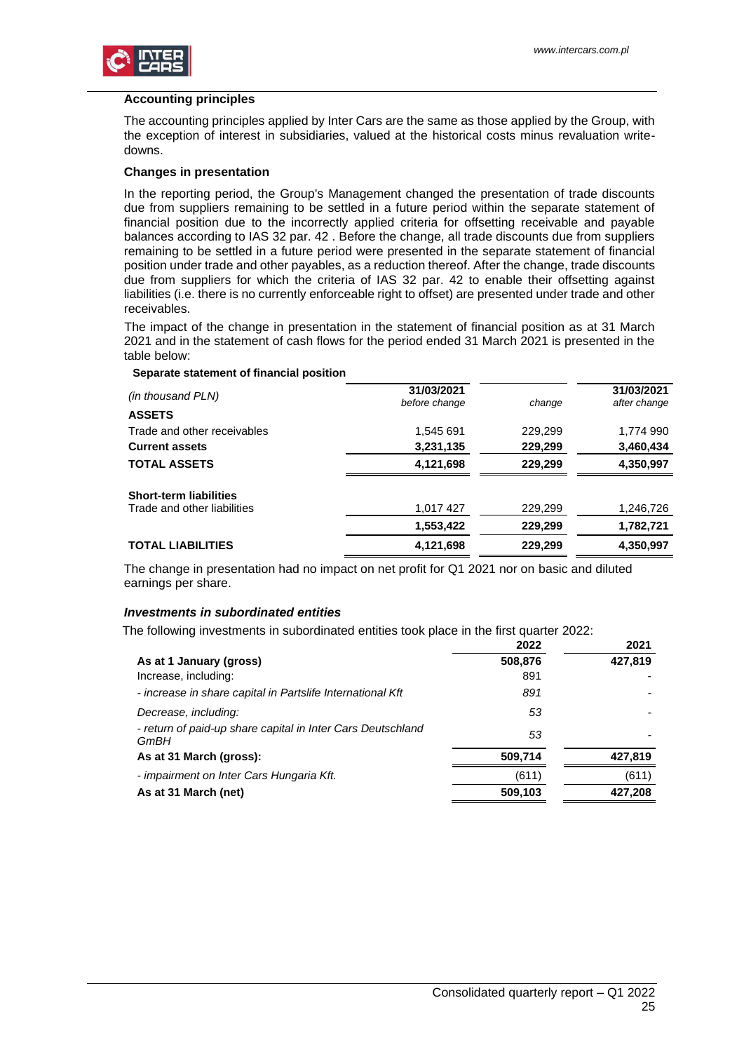### Accounting principles

The accounting principles applied by Inter Cars are the same as those applied by the Group, with the exception of interest in subsidiaries, valued at the historical costs minus revaluation write-downs.

### Changes in presentation

In the reporting period, the Group's Management changed the presentation of trade discounts due from suppliers remaining to be settled in a future period within the separate statement of financial position due to the incorrectly applied criteria for offsetting receivable and payable balances according to IAS 32 par. 42 . Before the change, all trade discounts due from suppliers remaining to be settled in a future period were presented in the separate statement of financial position under trade and other payables, as a reduction thereof. After the change, trade discounts due from suppliers for which the criteria of IAS 32 par. 42 to enable their offsetting against liabilities (i.e. there is no currently enforceable right to offset) are presented under trade and other receivables.

The impact of the change in presentation in the statement of financial position as at 31 March 2021 and in the statement of cash flows for the period ended 31 March 2021 is presented in the table below:

**Separate statement of financial position**

| *(in thousand PLN)* | **31/03/2021** *before change* | *change* | **31/03/2021** *after change* |
|---|---|---|---|
| **ASSETS** | | | |
| Trade and other receivables | 1,545 691 | 229,299 | 1,774 990 |
| **Current assets** | **3,231,135** | **229,299** | **3,460,434** |
| **TOTAL ASSETS** | **4,121,698** | **229,299** | **4,350,997** |
| | | | |
| **Short-term liabilities** | | | |
| Trade and other liabilities | 1,017 427 | 229,299 | 1,246,726 |
| | **1,553,422** | **229,299** | **1,782,721** |
| **TOTAL LIABILITIES** | **4,121,698** | **229,299** | **4,350,997** |

The change in presentation had no impact on net profit for Q1 2021 nor on basic and diluted earnings per share.

### *Investments in subordinated entities*

The following investments in subordinated entities took place in the first quarter 2022:

| | **2022** | **2021** |
|---|---|---|
| **As at 1 January (gross)** | **508,876** | **427,819** |
| Increase, including: | 891 | - |
| *- increase in share capital in Partslife International Kft* | *891* | - |
| *Decrease, including:* | *53* | - |
| *- return of paid-up share capital in Inter Cars Deutschland GmBH* | *53* | - |
| **As at 31 March (gross):** | **509,714** | **427,819** |
| *- impairment on Inter Cars Hungaria Kft.* | (611) | (611) |
| **As at 31 March (net)** | **509,103** | **427,208** |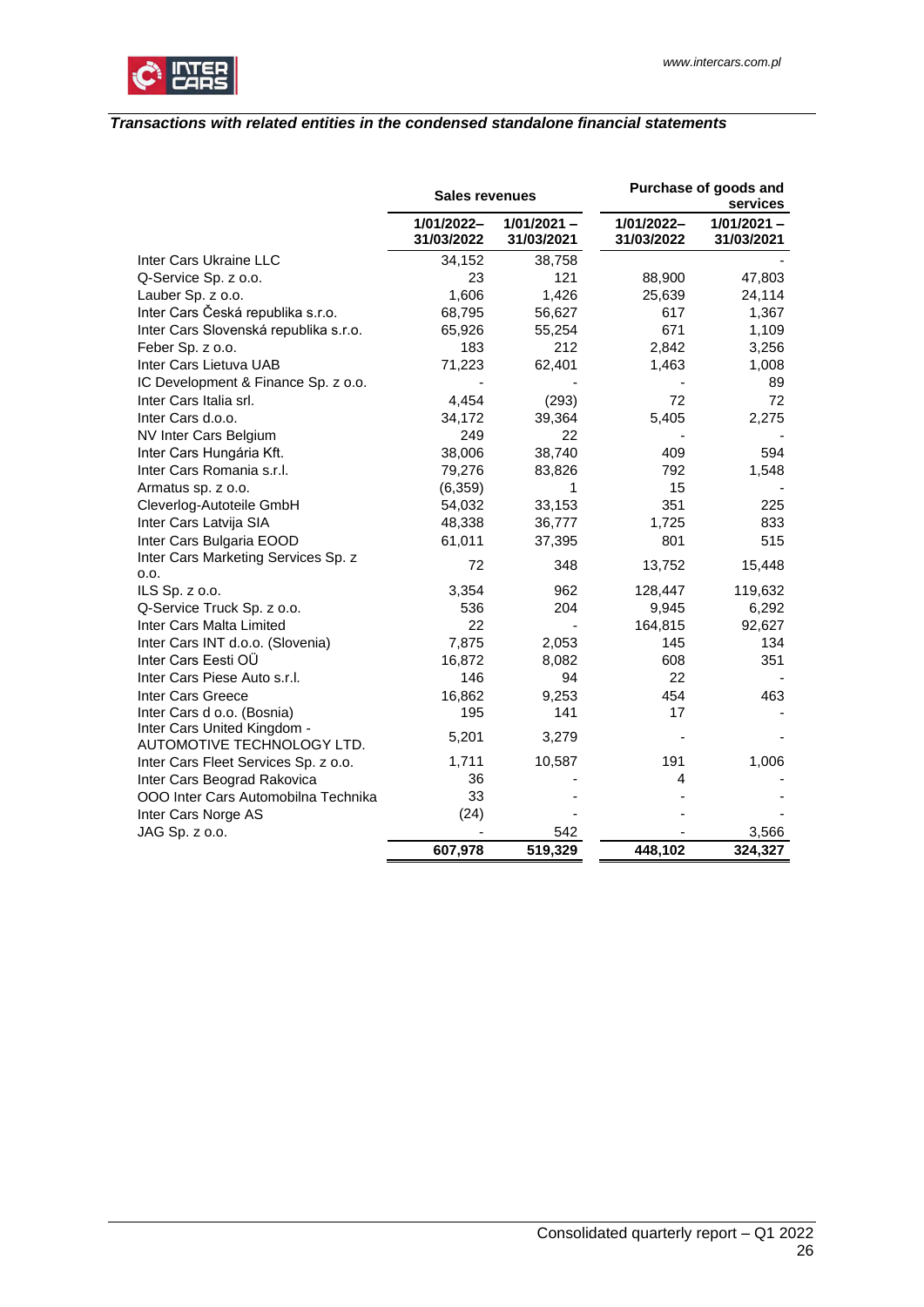***Transactions with related entities in the condensed standalone financial statements***

| | Sales revenues | | Purchase of goods and services | |
|---|---|---|---|---|
| | 1/01/2022–31/03/2022 | 1/01/2021 –31/03/2021 | 1/01/2022–31/03/2022 | 1/01/2021 –31/03/2021 |
| Inter Cars Ukraine LLC | 34,152 | 38,758 | | - |
| Q-Service Sp. z o.o. | 23 | 121 | 88,900 | 47,803 |
| Lauber Sp. z o.o. | 1,606 | 1,426 | 25,639 | 24,114 |
| Inter Cars Česká republika s.r.o. | 68,795 | 56,627 | 617 | 1,367 |
| Inter Cars Slovenská republika s.r.o. | 65,926 | 55,254 | 671 | 1,109 |
| Feber Sp. z o.o. | 183 | 212 | 2,842 | 3,256 |
| Inter Cars Lietuva UAB | 71,223 | 62,401 | 1,463 | 1,008 |
| IC Development & Finance Sp. z o.o. | - | - | - | 89 |
| Inter Cars Italia srl. | 4,454 | (293) | 72 | 72 |
| Inter Cars d.o.o. | 34,172 | 39,364 | 5,405 | 2,275 |
| NV Inter Cars Belgium | 249 | 22 | - | - |
| Inter Cars Hungária Kft. | 38,006 | 38,740 | 409 | 594 |
| Inter Cars Romania s.r.l. | 79,276 | 83,826 | 792 | 1,548 |
| Armatus sp. z o.o. | (6,359) | 1 | 15 | - |
| Cleverlog-Autoteile GmbH | 54,032 | 33,153 | 351 | 225 |
| Inter Cars Latvija SIA | 48,338 | 36,777 | 1,725 | 833 |
| Inter Cars Bulgaria EOOD | 61,011 | 37,395 | 801 | 515 |
| Inter Cars Marketing Services Sp. z o.o. | 72 | 348 | 13,752 | 15,448 |
| ILS Sp. z o.o. | 3,354 | 962 | 128,447 | 119,632 |
| Q-Service Truck Sp. z o.o. | 536 | 204 | 9,945 | 6,292 |
| Inter Cars Malta Limited | 22 | - | 164,815 | 92,627 |
| Inter Cars INT d.o.o. (Slovenia) | 7,875 | 2,053 | 145 | 134 |
| Inter Cars Eesti OÜ | 16,872 | 8,082 | 608 | 351 |
| Inter Cars Piese Auto s.r.l. | 146 | 94 | 22 | - |
| Inter Cars Greece | 16,862 | 9,253 | 454 | 463 |
| Inter Cars d o.o. (Bosnia) | 195 | 141 | 17 | - |
| Inter Cars United Kingdom - AUTOMOTIVE TECHNOLOGY LTD. | 5,201 | 3,279 | - | - |
| Inter Cars Fleet Services Sp. z o.o. | 1,711 | 10,587 | 191 | 1,006 |
| Inter Cars Beograd Rakovica | 36 | - | 4 | - |
| OOO Inter Cars Automobilna Technika | 33 | - | - | - |
| Inter Cars Norge AS | (24) | - | - | - |
| JAG Sp. z o.o. | - | 542 | - | 3,566 |
| | **607,978** | **519,329** | **448,102** | **324,327** |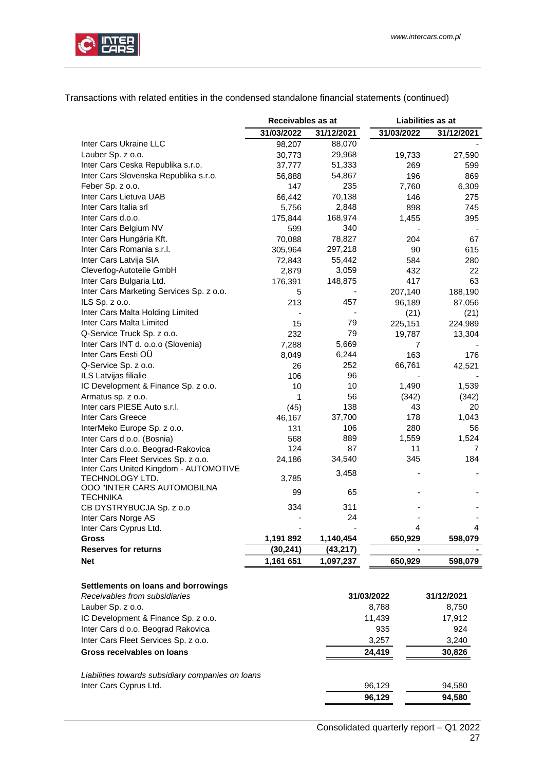Transactions with related entities in the condensed standalone financial statements (continued)

| | Receivables as at | | Liabilities as at | |
|---|---|---|---|---|
| | 31/03/2022 | 31/12/2021 | 31/03/2022 | 31/12/2021 |
| Inter Cars Ukraine LLC | 98,207 | 88,070 | | - |
| Lauber Sp. z o.o. | 30,773 | 29,968 | 19,733 | 27,590 |
| Inter Cars Ceska Republika s.r.o. | 37,777 | 51,333 | 269 | 599 |
| Inter Cars Slovenska Republika s.r.o. | 56,888 | 54,867 | 196 | 869 |
| Feber Sp. z o.o. | 147 | 235 | 7,760 | 6,309 |
| Inter Cars Lietuva UAB | 66,442 | 70,138 | 146 | 275 |
| Inter Cars Italia srl | 5,756 | 2,848 | 898 | 745 |
| Inter Cars d.o.o. | 175,844 | 168,974 | 1,455 | 395 |
| Inter Cars Belgium NV | 599 | 340 | - | - |
| Inter Cars Hungária Kft. | 70,088 | 78,827 | 204 | 67 |
| Inter Cars Romania s.r.l. | 305,964 | 297,218 | 90 | 615 |
| Inter Cars Latvija SIA | 72,843 | 55,442 | 584 | 280 |
| Cleverlog-Autoteile GmbH | 2,879 | 3,059 | 432 | 22 |
| Inter Cars Bulgaria Ltd. | 176,391 | 148,875 | 417 | 63 |
| Inter Cars Marketing Services Sp. z o.o. | 5 | - | 207,140 | 188,190 |
| ILS Sp. z o.o. | 213 | 457 | 96,189 | 87,056 |
| Inter Cars Malta Holding Limited | - | - | (21) | (21) |
| Inter Cars Malta Limited | 15 | 79 | 225,151 | 224,989 |
| Q-Service Truck Sp. z o.o. | 232 | 79 | 19,787 | 13,304 |
| Inter Cars INT d. o.o.o (Slovenia) | 7,288 | 5,669 | 7 | - |
| Inter Cars Eesti OÜ | 8,049 | 6,244 | 163 | 176 |
| Q-Service Sp. z o.o. | 26 | 252 | 66,761 | 42,521 |
| ILS Latvijas filialie | 106 | 96 | - | - |
| IC Development & Finance Sp. z o.o. | 10 | 10 | 1,490 | 1,539 |
| Armatus sp. z o.o. | 1 | 56 | (342) | (342) |
| Inter cars PIESE Auto s.r.l. | (45) | 138 | 43 | 20 |
| Inter Cars Greece | 46,167 | 37,700 | 178 | 1,043 |
| InterMeko Europe Sp. z o.o. | 131 | 106 | 280 | 56 |
| Inter Cars d o.o. (Bosnia) | 568 | 889 | 1,559 | 1,524 |
| Inter Cars d.o.o. Beograd-Rakovica | 124 | 87 | 11 | 7 |
| Inter Cars Fleet Services Sp. z o.o. | 24,186 | 34,540 | 345 | 184 |
| Inter Cars United Kingdom - AUTOMOTIVE TECHNOLOGY LTD. | 3,785 | 3,458 | - | - |
| OOO "INTER CARS AUTOMOBILNA TECHNIKA | 99 | 65 | - | - |
| CB DYSTRYBUCJA Sp. z o.o | 334 | 311 | - | - |
| Inter Cars Norge AS | - | 24 | - | - |
| Inter Cars Cyprus Ltd. | - | - | 4 | 4 |
| **Gross** | **1,191 892** | **1,140,454** | **650,929** | **598,079** |
| **Reserves for returns** | **(30,241)** | **(43,217)** | **-** | **-** |
| **Net** | **1,161 651** | **1,097,237** | **650,929** | **598,079** |

| **Settlements on loans and borrowings** | | |
|---|---|---|
| *Receivables from subsidiaries* | 31/03/2022 | 31/12/2021 |
| Lauber Sp. z o.o. | 8,788 | 8,750 |
| IC Development & Finance Sp. z o.o. | 11,439 | 17,912 |
| Inter Cars d o.o. Beograd Rakovica | 935 | 924 |
| Inter Cars Fleet Services Sp. z o.o. | 3,257 | 3,240 |
| **Gross receivables on loans** | **24,419** | **30,826** |
| | | |
| *Liabilities towards subsidiary companies on loans* | | |
| Inter Cars Cyprus Ltd. | 96,129 | 94,580 |
| | **96,129** | **94,580** |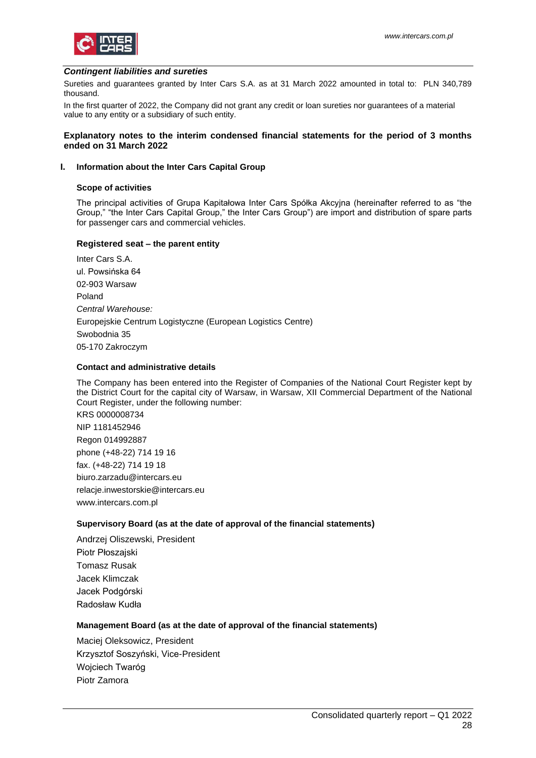***Contingent liabilities and sureties***

Sureties and guarantees granted by Inter Cars S.A. as at 31 March 2022 amounted in total to: PLN 340,789 thousand.

In the first quarter of 2022, the Company did not grant any credit or loan sureties nor guarantees of a material value to any entity or a subsidiary of such entity.

## Explanatory notes to the interim condensed financial statements for the period of 3 months ended on 31 March 2022

### I. Information about the Inter Cars Capital Group

#### Scope of activities

The principal activities of Grupa Kapitałowa Inter Cars Spółka Akcyjna (hereinafter referred to as "the Group," "the Inter Cars Capital Group," the Inter Cars Group") are import and distribution of spare parts for passenger cars and commercial vehicles.

#### Registered seat – the parent entity

Inter Cars S.A.
ul. Powsińska 64
02-903 Warsaw
Poland
*Central Warehouse:*
Europejskie Centrum Logistyczne (European Logistics Centre)
Swobodnia 35
05-170 Zakroczym

#### Contact and administrative details

The Company has been entered into the Register of Companies of the National Court Register kept by the District Court for the capital city of Warsaw, in Warsaw, XII Commercial Department of the National Court Register, under the following number:

KRS 0000008734
NIP 1181452946
Regon 014992887
phone (+48-22) 714 19 16
fax. (+48-22) 714 19 18
biuro.zarzadu@intercars.eu
relacje.inwestorskie@intercars.eu
www.intercars.com.pl

#### Supervisory Board (as at the date of approval of the financial statements)

Andrzej Oliszewski, President
Piotr Płoszajski
Tomasz Rusak
Jacek Klimczak
Jacek Podgórski
Radosław Kudła

#### Management Board (as at the date of approval of the financial statements)

Maciej Oleksowicz, President
Krzysztof Soszyński, Vice-President
Wojciech Twaróg
Piotr Zamora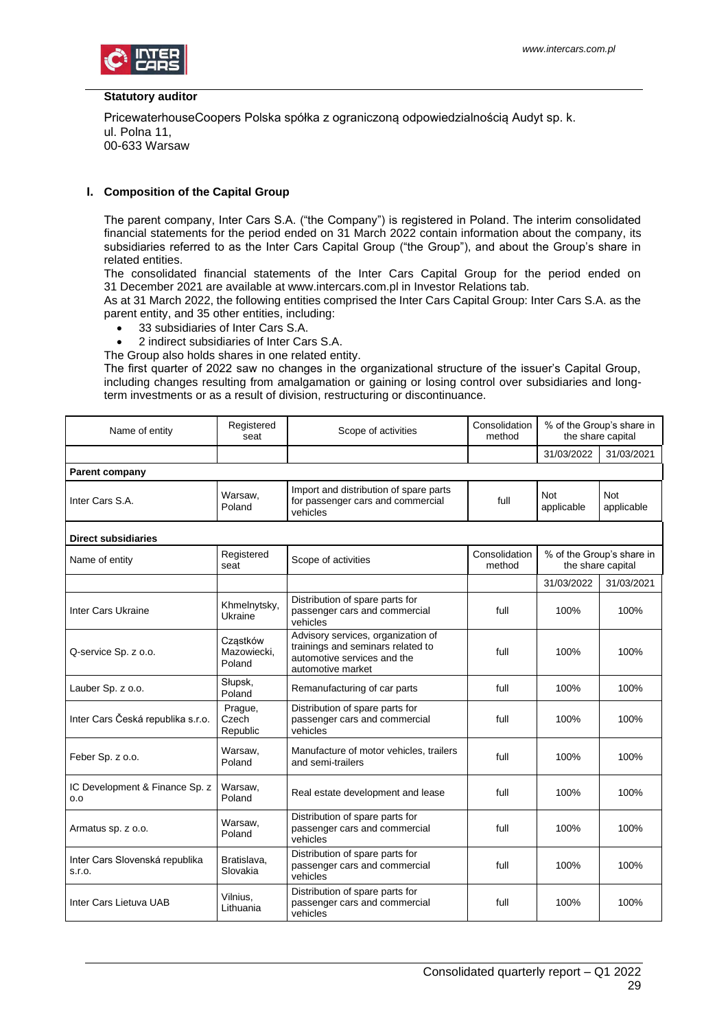### Statutory auditor

PricewaterhouseCoopers Polska spółka z ograniczoną odpowiedzialnością Audyt sp. k.
ul. Polna 11,
00-633 Warsaw

## I. Composition of the Capital Group

The parent company, Inter Cars S.A. ("the Company") is registered in Poland. The interim consolidated financial statements for the period ended on 31 March 2022 contain information about the company, its subsidiaries referred to as the Inter Cars Capital Group ("the Group"), and about the Group's share in related entities.
The consolidated financial statements of the Inter Cars Capital Group for the period ended on 31 December 2021 are available at www.intercars.com.pl in Investor Relations tab.
As at 31 March 2022, the following entities comprised the Inter Cars Capital Group: Inter Cars S.A. as the parent entity, and 35 other entities, including:

- 33 subsidiaries of Inter Cars S.A.
- 2 indirect subsidiaries of Inter Cars S.A.

The Group also holds shares in one related entity.
The first quarter of 2022 saw no changes in the organizational structure of the issuer's Capital Group, including changes resulting from amalgamation or gaining or losing control over subsidiaries and long-term investments or as a result of division, restructuring or discontinuance.

| Name of entity | Registered seat | Scope of activities | Consolidation method | % of the Group's share in the share capital | |
|---|---|---|---|---|---|
| | | | | 31/03/2022 | 31/03/2021 |
| **Parent company** | | | | | |
| Inter Cars S.A. | Warsaw, Poland | Import and distribution of spare parts for passenger cars and commercial vehicles | full | Not applicable | Not applicable |
| **Direct subsidiaries** | | | | | |
| Name of entity | Registered seat | Scope of activities | Consolidation method | % of the Group's share in the share capital | |
| | | | | 31/03/2022 | 31/03/2021 |
| Inter Cars Ukraine | Khmelnytsky, Ukraine | Distribution of spare parts for passenger cars and commercial vehicles | full | 100% | 100% |
| Q-service Sp. z o.o. | Cząstków Mazowiecki, Poland | Advisory services, organization of trainings and seminars related to automotive services and the automotive market | full | 100% | 100% |
| Lauber Sp. z o.o. | Słupsk, Poland | Remanufacturing of car parts | full | 100% | 100% |
| Inter Cars Česká republika s.r.o. | Prague, Czech Republic | Distribution of spare parts for passenger cars and commercial vehicles | full | 100% | 100% |
| Feber Sp. z o.o. | Warsaw, Poland | Manufacture of motor vehicles, trailers and semi-trailers | full | 100% | 100% |
| IC Development & Finance Sp. z o.o | Warsaw, Poland | Real estate development and lease | full | 100% | 100% |
| Armatus sp. z o.o. | Warsaw, Poland | Distribution of spare parts for passenger cars and commercial vehicles | full | 100% | 100% |
| Inter Cars Slovenská republika s.r.o. | Bratislava, Slovakia | Distribution of spare parts for passenger cars and commercial vehicles | full | 100% | 100% |
| Inter Cars Lietuva UAB | Vilnius, Lithuania | Distribution of spare parts for passenger cars and commercial vehicles | full | 100% | 100% |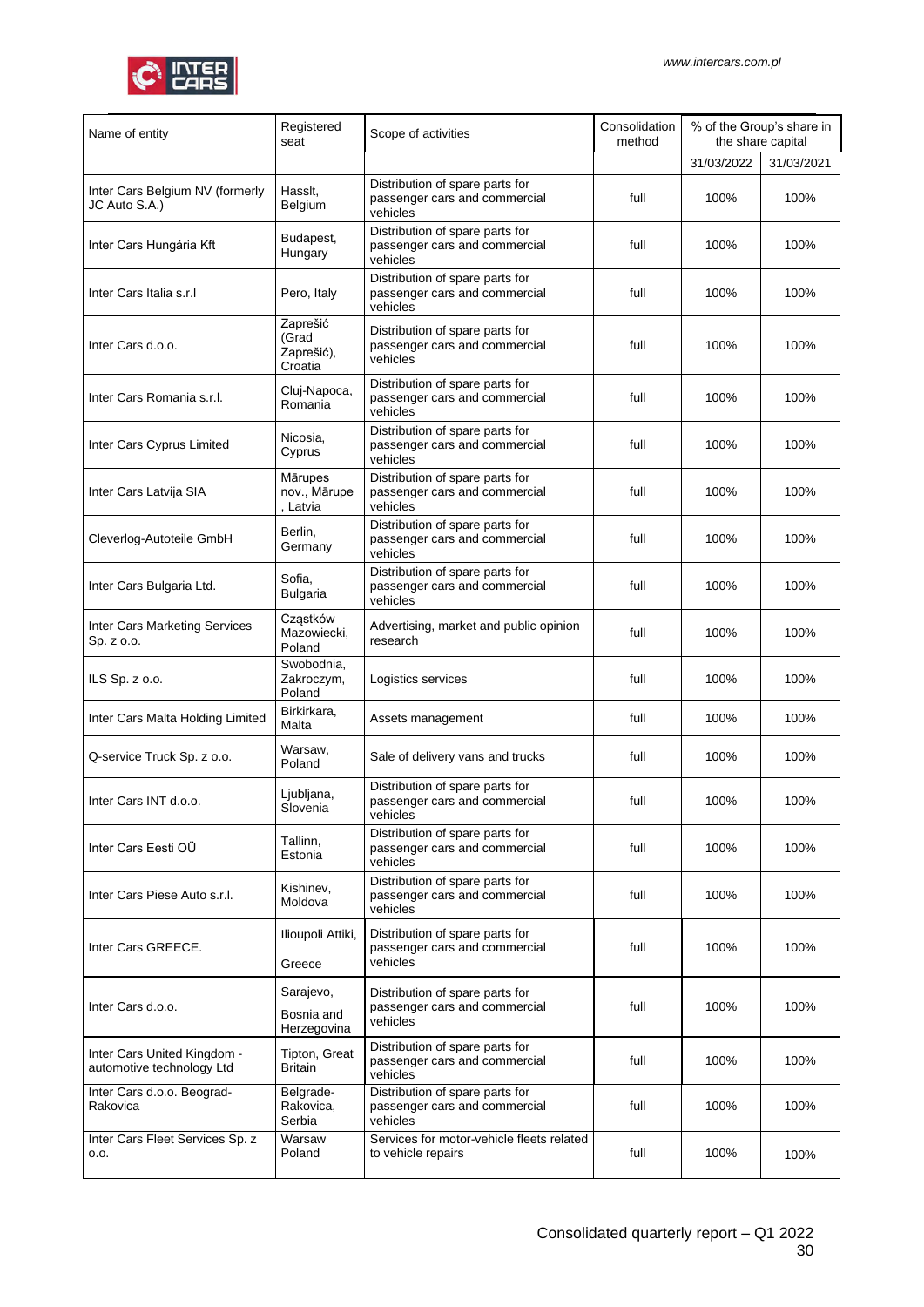| Name of entity | Registered seat | Scope of activities | Consolidation method | % of the Group's share in the share capital | |
|---|---|---|---|---|---|
| | | | | 31/03/2022 | 31/03/2021 |
| Inter Cars Belgium NV (formerly JC Auto S.A.) | Hasslt, Belgium | Distribution of spare parts for passenger cars and commercial vehicles | full | 100% | 100% |
| Inter Cars Hungária Kft | Budapest, Hungary | Distribution of spare parts for passenger cars and commercial vehicles | full | 100% | 100% |
| Inter Cars Italia s.r.l | Pero, Italy | Distribution of spare parts for passenger cars and commercial vehicles | full | 100% | 100% |
| Inter Cars d.o.o. | Zaprešić (Grad Zaprešić), Croatia | Distribution of spare parts for passenger cars and commercial vehicles | full | 100% | 100% |
| Inter Cars Romania s.r.l. | Cluj-Napoca, Romania | Distribution of spare parts for passenger cars and commercial vehicles | full | 100% | 100% |
| Inter Cars Cyprus Limited | Nicosia, Cyprus | Distribution of spare parts for passenger cars and commercial vehicles | full | 100% | 100% |
| Inter Cars Latvija SIA | Mārupes nov., Mārupe , Latvia | Distribution of spare parts for passenger cars and commercial vehicles | full | 100% | 100% |
| Cleverlog-Autoteile GmbH | Berlin, Germany | Distribution of spare parts for passenger cars and commercial vehicles | full | 100% | 100% |
| Inter Cars Bulgaria Ltd. | Sofia, Bulgaria | Distribution of spare parts for passenger cars and commercial vehicles | full | 100% | 100% |
| Inter Cars Marketing Services Sp. z o.o. | Cząstków Mazowiecki, Poland | Advertising, market and public opinion research | full | 100% | 100% |
| ILS Sp. z o.o. | Swobodnia, Zakroczym, Poland | Logistics services | full | 100% | 100% |
| Inter Cars Malta Holding Limited | Birkirkara, Malta | Assets management | full | 100% | 100% |
| Q-service Truck Sp. z o.o. | Warsaw, Poland | Sale of delivery vans and trucks | full | 100% | 100% |
| Inter Cars INT d.o.o. | Ljubljana, Slovenia | Distribution of spare parts for passenger cars and commercial vehicles | full | 100% | 100% |
| Inter Cars Eesti OÜ | Tallinn, Estonia | Distribution of spare parts for passenger cars and commercial vehicles | full | 100% | 100% |
| Inter Cars Piese Auto s.r.l. | Kishinev, Moldova | Distribution of spare parts for passenger cars and commercial vehicles | full | 100% | 100% |
| Inter Cars GREECE. | Ilioupoli Attiki, Greece | Distribution of spare parts for passenger cars and commercial vehicles | full | 100% | 100% |
| Inter Cars d.o.o. | Sarajevo, Bosnia and Herzegovina | Distribution of spare parts for passenger cars and commercial vehicles | full | 100% | 100% |
| Inter Cars United Kingdom - automotive technology Ltd | Tipton, Great Britain | Distribution of spare parts for passenger cars and commercial vehicles | full | 100% | 100% |
| Inter Cars d.o.o. Beograd-Rakovica | Belgrade-Rakovica, Serbia | Distribution of spare parts for passenger cars and commercial vehicles | full | 100% | 100% |
| Inter Cars Fleet Services Sp. z o.o. | Warsaw Poland | Services for motor-vehicle fleets related to vehicle repairs | full | 100% | 100% |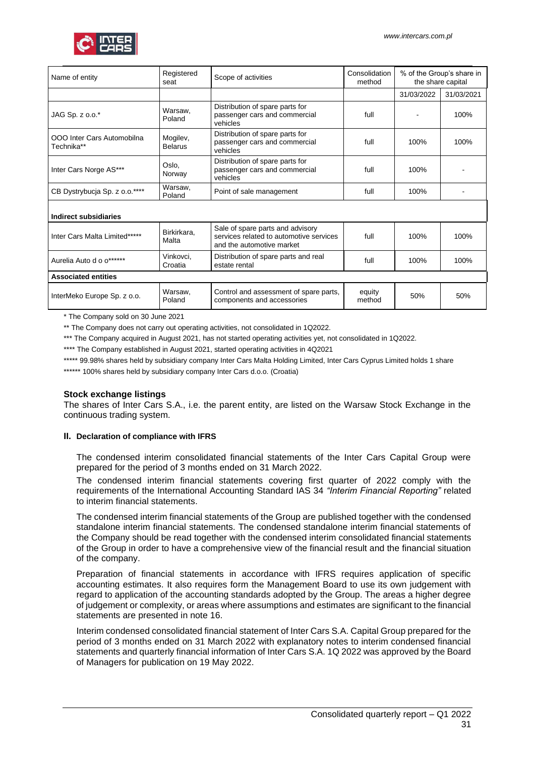| Name of entity | Registered seat | Scope of activities | Consolidation method | % of the Group's share in the share capital | |
|---|---|---|---|---|---|
| | | | | 31/03/2022 | 31/03/2021 |
| JAG Sp. z o.o.* | Warsaw, Poland | Distribution of spare parts for passenger cars and commercial vehicles | full | - | 100% |
| OOO Inter Cars Automobilna Technika** | Mogilev, Belarus | Distribution of spare parts for passenger cars and commercial vehicles | full | 100% | 100% |
| Inter Cars Norge AS*** | Oslo, Norway | Distribution of spare parts for passenger cars and commercial vehicles | full | 100% | - |
| CB Dystrybucja Sp. z o.o.**** | Warsaw, Poland | Point of sale management | full | 100% | - |
| **Indirect subsidiaries** | | | | | |
| Inter Cars Malta Limited***** | Birkirkara, Malta | Sale of spare parts and advisory services related to automotive services and the automotive market | full | 100% | 100% |
| Aurelia Auto d o o****** | Vinkovci, Croatia | Distribution of spare parts and real estate rental | full | 100% | 100% |
| **Associated entities** | | | | | |
| InterMeko Europe Sp. z o.o. | Warsaw, Poland | Control and assessment of spare parts, components and accessories | equity method | 50% | 50% |

\* The Company sold on 30 June 2021

** The Company does not carry out operating activities, not consolidated in 1Q2022.

*** The Company acquired in August 2021, has not started operating activities yet, not consolidated in 1Q2022.

**** The Company established in August 2021, started operating activities in 4Q2021

***** 99.98% shares held by subsidiary company Inter Cars Malta Holding Limited, Inter Cars Cyprus Limited holds 1 share

****** 100% shares held by subsidiary company Inter Cars d.o.o. (Croatia)

### Stock exchange listings

The shares of Inter Cars S.A., i.e. the parent entity, are listed on the Warsaw Stock Exchange in the continuous trading system.

### II. Declaration of compliance with IFRS

The condensed interim consolidated financial statements of the Inter Cars Capital Group were prepared for the period of 3 months ended on 31 March 2022.

The condensed interim financial statements covering first quarter of 2022 comply with the requirements of the International Accounting Standard IAS 34 *"Interim Financial Reporting"* related to interim financial statements.

The condensed interim financial statements of the Group are published together with the condensed standalone interim financial statements. The condensed standalone interim financial statements of the Company should be read together with the condensed interim consolidated financial statements of the Group in order to have a comprehensive view of the financial result and the financial situation of the company.

Preparation of financial statements in accordance with IFRS requires application of specific accounting estimates. It also requires form the Management Board to use its own judgement with regard to application of the accounting standards adopted by the Group. The areas a higher degree of judgement or complexity, or areas where assumptions and estimates are significant to the financial statements are presented in note 16.

Interim condensed consolidated financial statement of Inter Cars S.A. Capital Group prepared for the period of 3 months ended on 31 March 2022 with explanatory notes to interim condensed financial statements and quarterly financial information of Inter Cars S.A. 1Q 2022 was approved by the Board of Managers for publication on 19 May 2022.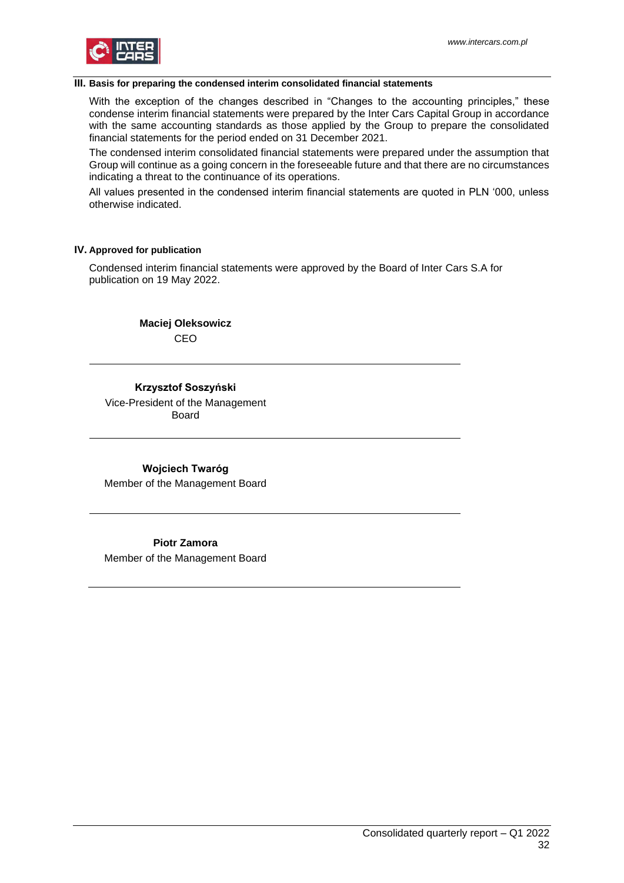## III. Basis for preparing the condensed interim consolidated financial statements

With the exception of the changes described in "Changes to the accounting principles," these condense interim financial statements were prepared by the Inter Cars Capital Group in accordance with the same accounting standards as those applied by the Group to prepare the consolidated financial statements for the period ended on 31 December 2021.

The condensed interim consolidated financial statements were prepared under the assumption that Group will continue as a going concern in the foreseeable future and that there are no circumstances indicating a threat to the continuance of its operations.

All values presented in the condensed interim financial statements are quoted in PLN '000, unless otherwise indicated.

## IV. Approved for publication

Condensed interim financial statements were approved by the Board of Inter Cars S.A for publication on 19 May 2022.

**Maciej Oleksowicz**
CEO

---

**Krzysztof Soszyński**
Vice-President of the Management Board

---

**Wojciech Twaróg**
Member of the Management Board

---

**Piotr Zamora**
Member of the Management Board

---